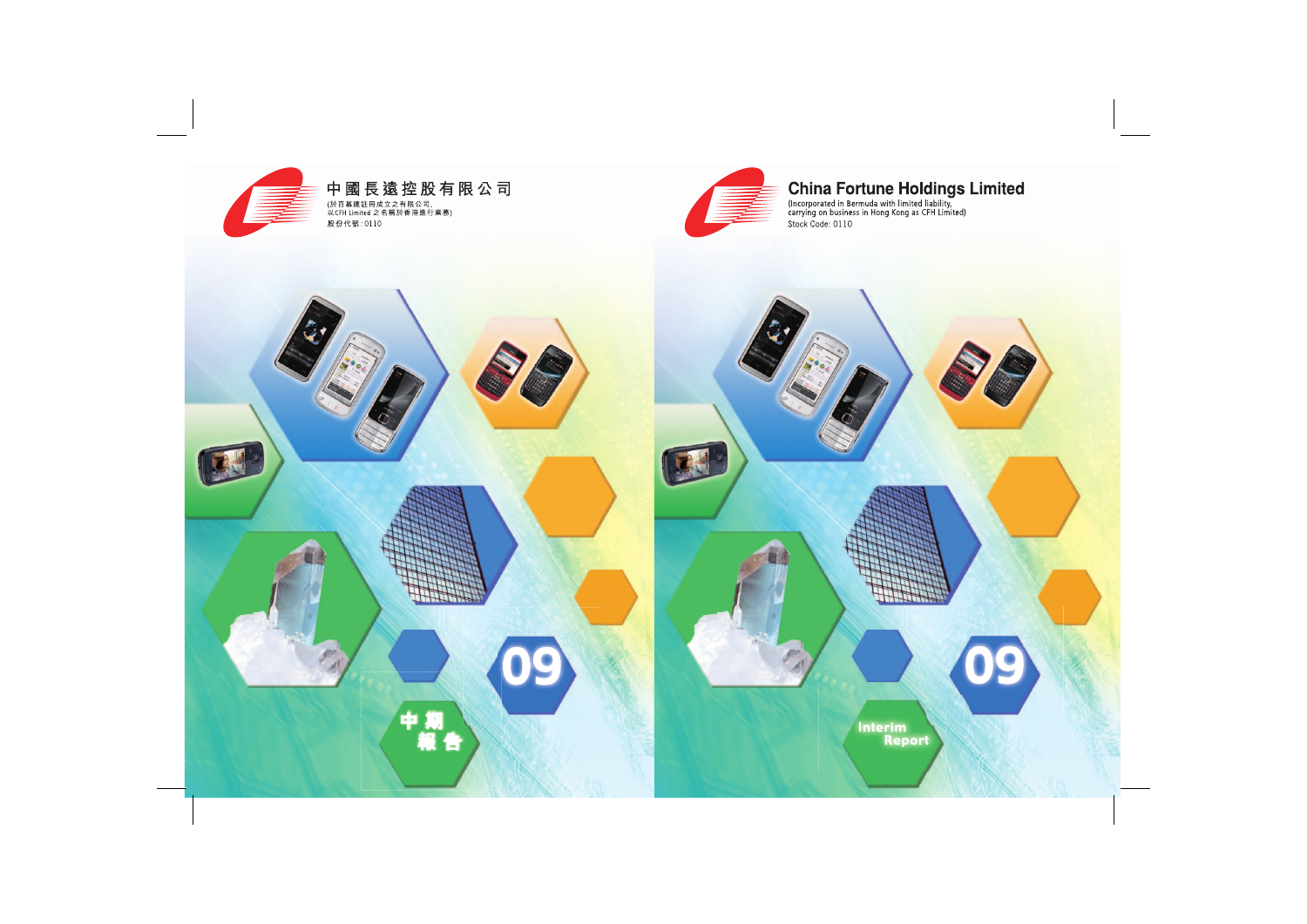# 中國長遠控股有限公司

(於百慕達註冊成立之有限公司，
以CFH Limited 之名稱於香港進行業務)

股份代號：0110

中期報告

09

# China Fortune Holdings Limited

(Incorporated in Bermuda with limited liability,
carrying on business in Hong Kong as CFH Limited)

Stock Code: 0110

Interim Report

09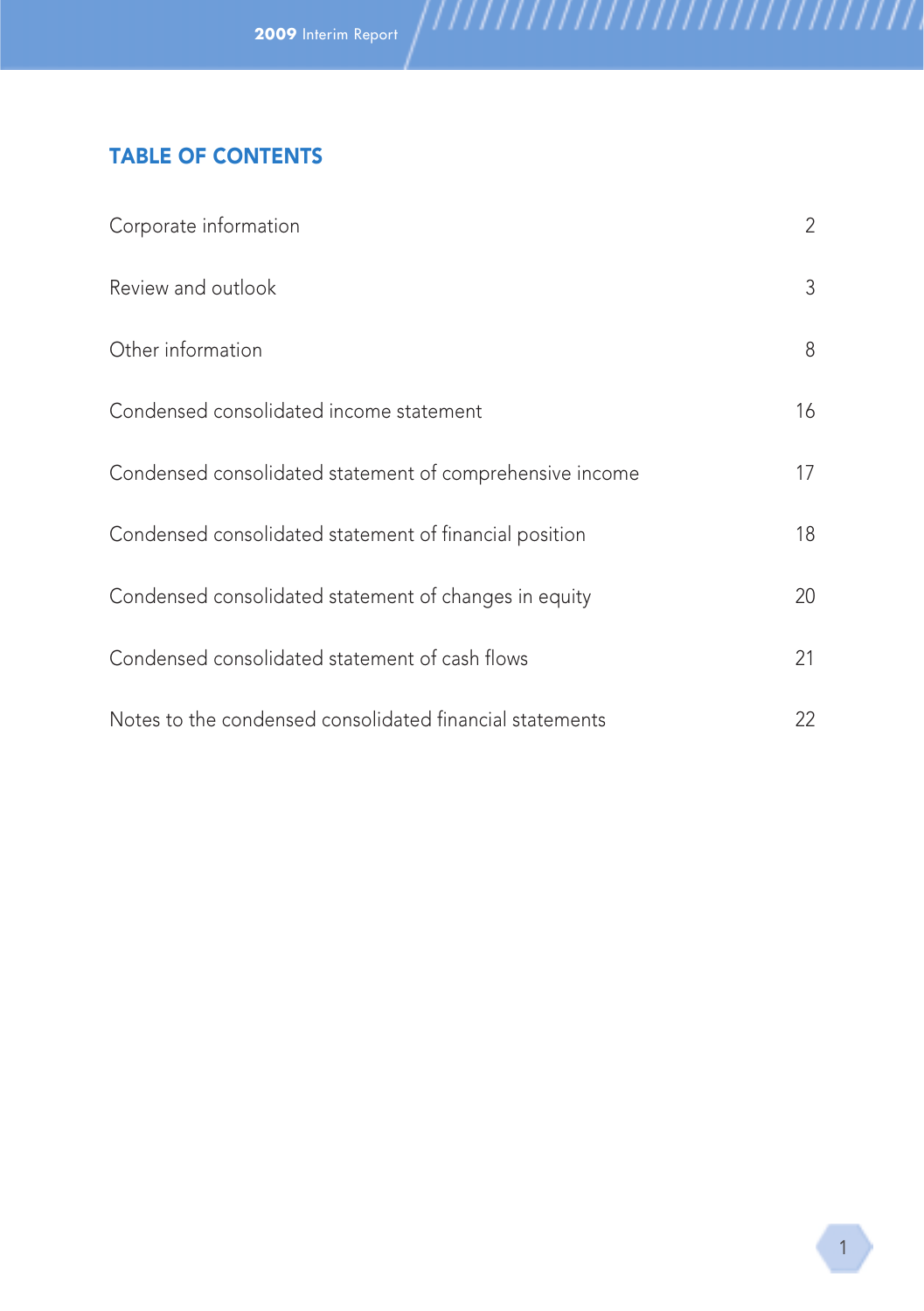# TABLE OF CONTENTS

| | |
|---|---|
| Corporate information | 2 |
| Review and outlook | 3 |
| Other information | 8 |
| Condensed consolidated income statement | 16 |
| Condensed consolidated statement of comprehensive income | 17 |
| Condensed consolidated statement of financial position | 18 |
| Condensed consolidated statement of changes in equity | 20 |
| Condensed consolidated statement of cash flows | 21 |
| Notes to the condensed consolidated financial statements | 22 |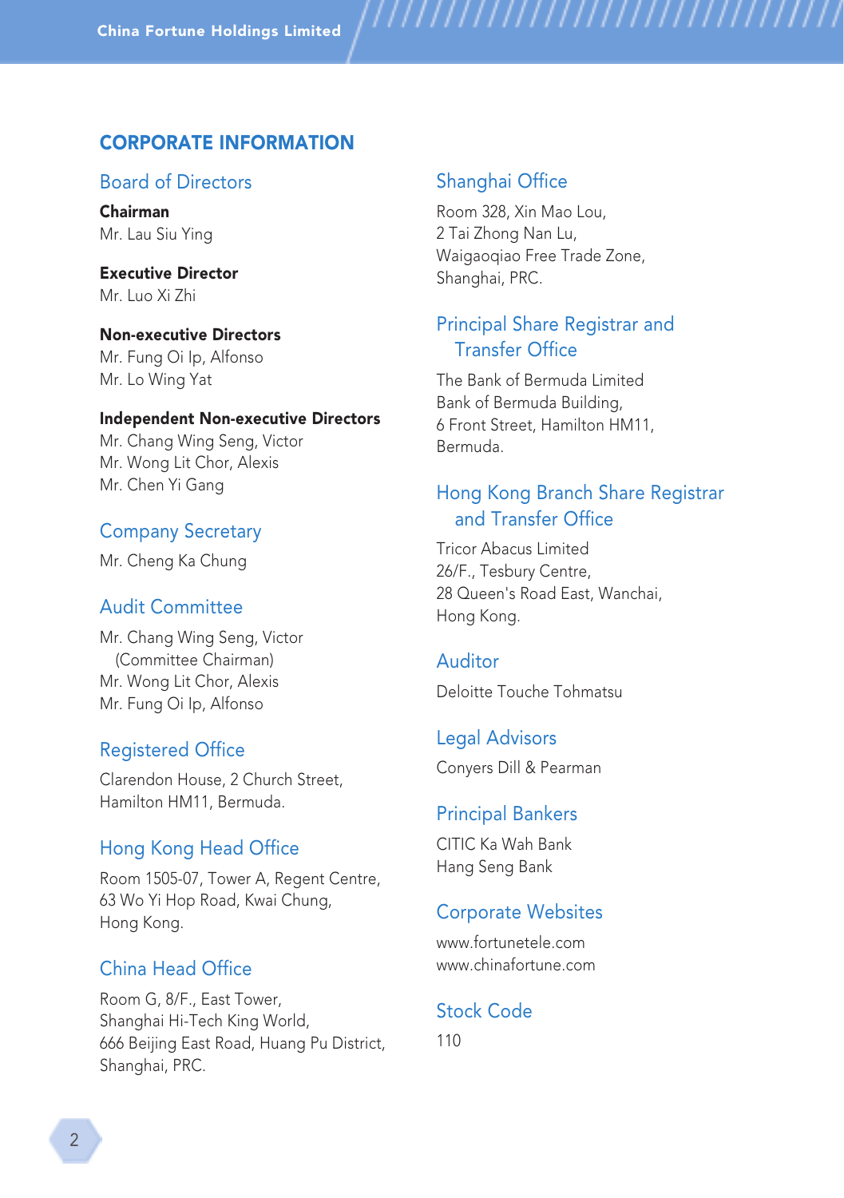# CORPORATE INFORMATION

## Board of Directors

**Chairman**
Mr. Lau Siu Ying

**Executive Director**
Mr. Luo Xi Zhi

**Non-executive Directors**
Mr. Fung Oi Ip, Alfonso
Mr. Lo Wing Yat

**Independent Non-executive Directors**
Mr. Chang Wing Seng, Victor
Mr. Wong Lit Chor, Alexis
Mr. Chen Yi Gang

## Company Secretary

Mr. Cheng Ka Chung

## Audit Committee

Mr. Chang Wing Seng, Victor
(Committee Chairman)
Mr. Wong Lit Chor, Alexis
Mr. Fung Oi Ip, Alfonso

## Registered Office

Clarendon House, 2 Church Street,
Hamilton HM11, Bermuda.

## Hong Kong Head Office

Room 1505-07, Tower A, Regent Centre,
63 Wo Yi Hop Road, Kwai Chung,
Hong Kong.

## China Head Office

Room G, 8/F., East Tower,
Shanghai Hi-Tech King World,
666 Beijing East Road, Huang Pu District,
Shanghai, PRC.

## Shanghai Office

Room 328, Xin Mao Lou,
2 Tai Zhong Nan Lu,
Waigaoqiao Free Trade Zone,
Shanghai, PRC.

## Principal Share Registrar and Transfer Office

The Bank of Bermuda Limited
Bank of Bermuda Building,
6 Front Street, Hamilton HM11,
Bermuda.

## Hong Kong Branch Share Registrar and Transfer Office

Tricor Abacus Limited
26/F., Tesbury Centre,
28 Queen's Road East, Wanchai,
Hong Kong.

## Auditor

Deloitte Touche Tohmatsu

## Legal Advisors

Conyers Dill & Pearman

## Principal Bankers

CITIC Ka Wah Bank
Hang Seng Bank

## Corporate Websites

www.fortunetele.com
www.chinafortune.com

## Stock Code

110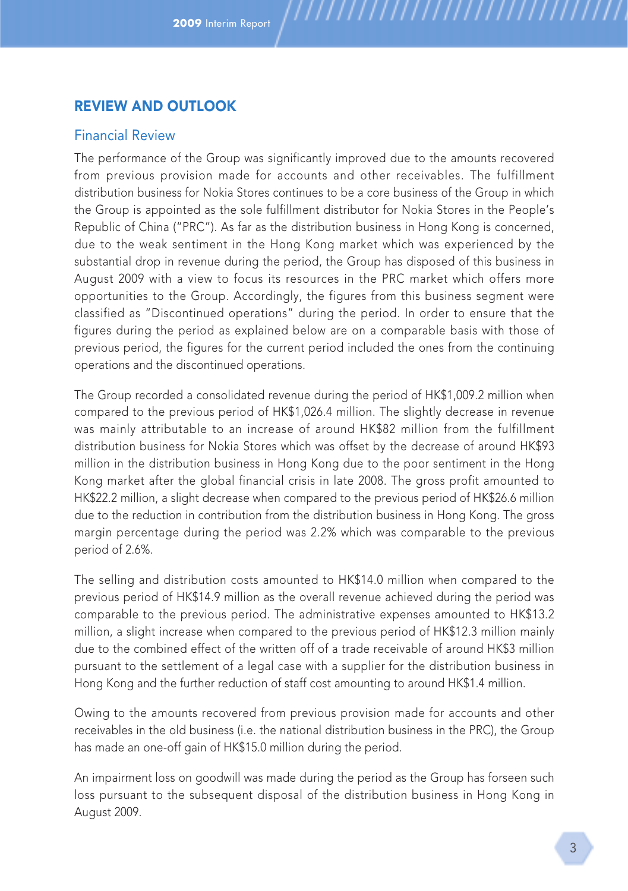## REVIEW AND OUTLOOK

### Financial Review

The performance of the Group was significantly improved due to the amounts recovered from previous provision made for accounts and other receivables. The fulfillment distribution business for Nokia Stores continues to be a core business of the Group in which the Group is appointed as the sole fulfillment distributor for Nokia Stores in the People's Republic of China ("PRC"). As far as the distribution business in Hong Kong is concerned, due to the weak sentiment in the Hong Kong market which was experienced by the substantial drop in revenue during the period, the Group has disposed of this business in August 2009 with a view to focus its resources in the PRC market which offers more opportunities to the Group. Accordingly, the figures from this business segment were classified as "Discontinued operations" during the period. In order to ensure that the figures during the period as explained below are on a comparable basis with those of previous period, the figures for the current period included the ones from the continuing operations and the discontinued operations.

The Group recorded a consolidated revenue during the period of HK$1,009.2 million when compared to the previous period of HK$1,026.4 million. The slightly decrease in revenue was mainly attributable to an increase of around HK$82 million from the fulfillment distribution business for Nokia Stores which was offset by the decrease of around HK$93 million in the distribution business in Hong Kong due to the poor sentiment in the Hong Kong market after the global financial crisis in late 2008. The gross profit amounted to HK$22.2 million, a slight decrease when compared to the previous period of HK$26.6 million due to the reduction in contribution from the distribution business in Hong Kong. The gross margin percentage during the period was 2.2% which was comparable to the previous period of 2.6%.

The selling and distribution costs amounted to HK$14.0 million when compared to the previous period of HK$14.9 million as the overall revenue achieved during the period was comparable to the previous period. The administrative expenses amounted to HK$13.2 million, a slight increase when compared to the previous period of HK$12.3 million mainly due to the combined effect of the written off of a trade receivable of around HK$3 million pursuant to the settlement of a legal case with a supplier for the distribution business in Hong Kong and the further reduction of staff cost amounting to around HK$1.4 million.

Owing to the amounts recovered from previous provision made for accounts and other receivables in the old business (i.e. the national distribution business in the PRC), the Group has made an one-off gain of HK$15.0 million during the period.

An impairment loss on goodwill was made during the period as the Group has forseen such loss pursuant to the subsequent disposal of the distribution business in Hong Kong in August 2009.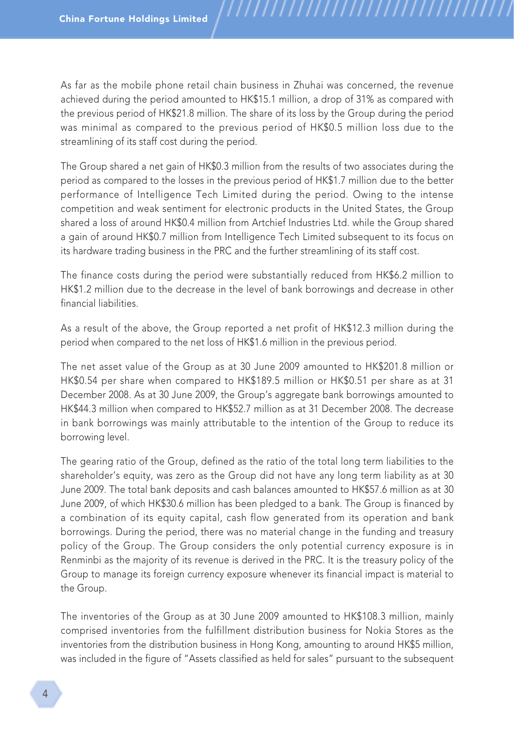As far as the mobile phone retail chain business in Zhuhai was concerned, the revenue achieved during the period amounted to HK$15.1 million, a drop of 31% as compared with the previous period of HK$21.8 million. The share of its loss by the Group during the period was minimal as compared to the previous period of HK$0.5 million loss due to the streamlining of its staff cost during the period.

The Group shared a net gain of HK$0.3 million from the results of two associates during the period as compared to the losses in the previous period of HK$1.7 million due to the better performance of Intelligence Tech Limited during the period. Owing to the intense competition and weak sentiment for electronic products in the United States, the Group shared a loss of around HK$0.4 million from Artchief Industries Ltd. while the Group shared a gain of around HK$0.7 million from Intelligence Tech Limited subsequent to its focus on its hardware trading business in the PRC and the further streamlining of its staff cost.

The finance costs during the period were substantially reduced from HK$6.2 million to HK$1.2 million due to the decrease in the level of bank borrowings and decrease in other financial liabilities.

As a result of the above, the Group reported a net profit of HK$12.3 million during the period when compared to the net loss of HK$1.6 million in the previous period.

The net asset value of the Group as at 30 June 2009 amounted to HK$201.8 million or HK$0.54 per share when compared to HK$189.5 million or HK$0.51 per share as at 31 December 2008. As at 30 June 2009, the Group's aggregate bank borrowings amounted to HK$44.3 million when compared to HK$52.7 million as at 31 December 2008. The decrease in bank borrowings was mainly attributable to the intention of the Group to reduce its borrowing level.

The gearing ratio of the Group, defined as the ratio of the total long term liabilities to the shareholder's equity, was zero as the Group did not have any long term liability as at 30 June 2009. The total bank deposits and cash balances amounted to HK$57.6 million as at 30 June 2009, of which HK$30.6 million has been pledged to a bank. The Group is financed by a combination of its equity capital, cash flow generated from its operation and bank borrowings. During the period, there was no material change in the funding and treasury policy of the Group. The Group considers the only potential currency exposure is in Renminbi as the majority of its revenue is derived in the PRC. It is the treasury policy of the Group to manage its foreign currency exposure whenever its financial impact is material to the Group.

The inventories of the Group as at 30 June 2009 amounted to HK$108.3 million, mainly comprised inventories from the fulfillment distribution business for Nokia Stores as the inventories from the distribution business in Hong Kong, amounting to around HK$5 million, was included in the figure of "Assets classified as held for sales" pursuant to the subsequent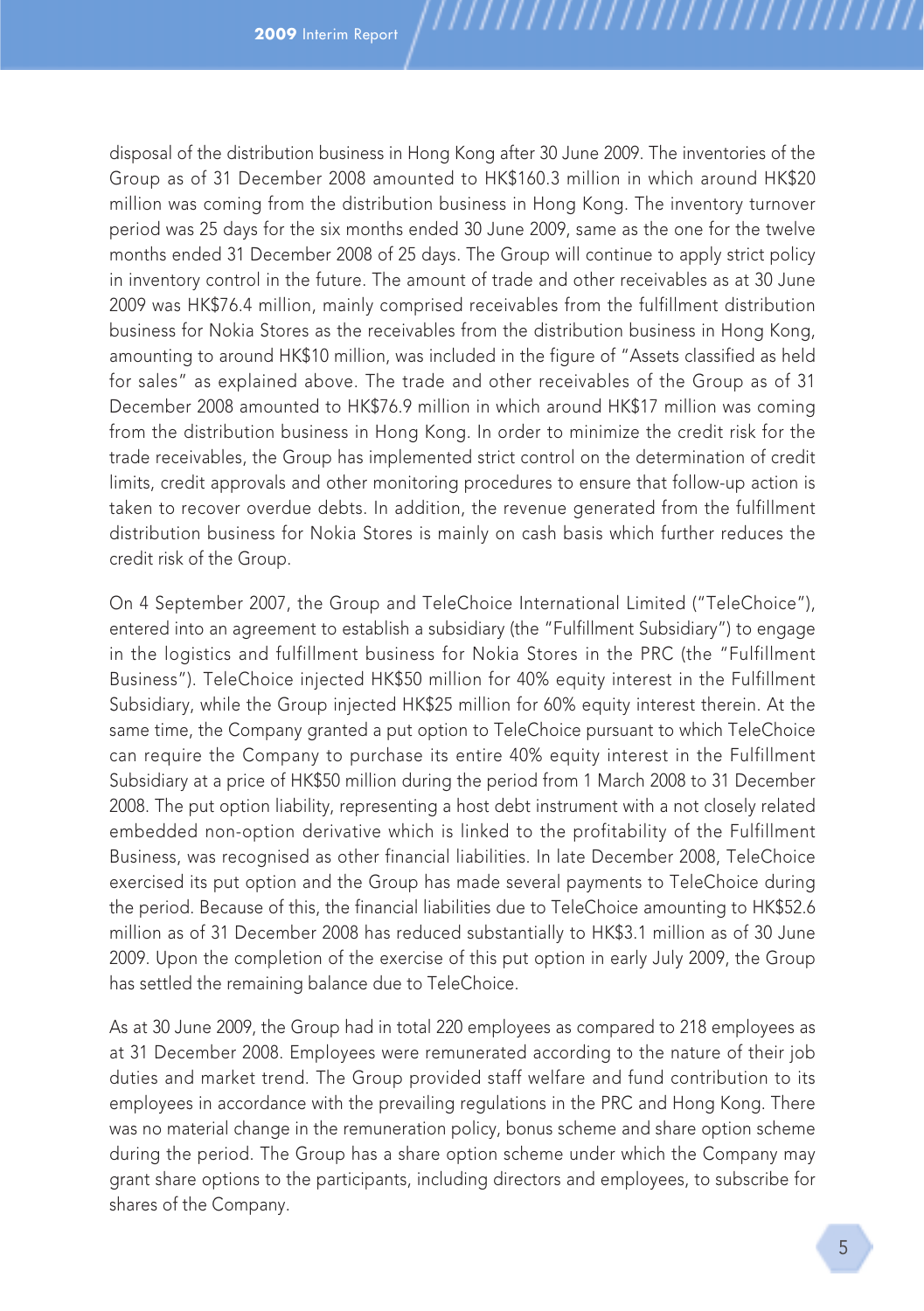disposal of the distribution business in Hong Kong after 30 June 2009. The inventories of the Group as of 31 December 2008 amounted to HK$160.3 million in which around HK$20 million was coming from the distribution business in Hong Kong. The inventory turnover period was 25 days for the six months ended 30 June 2009, same as the one for the twelve months ended 31 December 2008 of 25 days. The Group will continue to apply strict policy in inventory control in the future. The amount of trade and other receivables as at 30 June 2009 was HK$76.4 million, mainly comprised receivables from the fulfillment distribution business for Nokia Stores as the receivables from the distribution business in Hong Kong, amounting to around HK$10 million, was included in the figure of "Assets classified as held for sales" as explained above. The trade and other receivables of the Group as of 31 December 2008 amounted to HK$76.9 million in which around HK$17 million was coming from the distribution business in Hong Kong. In order to minimize the credit risk for the trade receivables, the Group has implemented strict control on the determination of credit limits, credit approvals and other monitoring procedures to ensure that follow-up action is taken to recover overdue debts. In addition, the revenue generated from the fulfillment distribution business for Nokia Stores is mainly on cash basis which further reduces the credit risk of the Group.

On 4 September 2007, the Group and TeleChoice International Limited ("TeleChoice"), entered into an agreement to establish a subsidiary (the "Fulfillment Subsidiary") to engage in the logistics and fulfillment business for Nokia Stores in the PRC (the "Fulfillment Business"). TeleChoice injected HK$50 million for 40% equity interest in the Fulfillment Subsidiary, while the Group injected HK$25 million for 60% equity interest therein. At the same time, the Company granted a put option to TeleChoice pursuant to which TeleChoice can require the Company to purchase its entire 40% equity interest in the Fulfillment Subsidiary at a price of HK$50 million during the period from 1 March 2008 to 31 December 2008. The put option liability, representing a host debt instrument with a not closely related embedded non-option derivative which is linked to the profitability of the Fulfillment Business, was recognised as other financial liabilities. In late December 2008, TeleChoice exercised its put option and the Group has made several payments to TeleChoice during the period. Because of this, the financial liabilities due to TeleChoice amounting to HK$52.6 million as of 31 December 2008 has reduced substantially to HK$3.1 million as of 30 June 2009. Upon the completion of the exercise of this put option in early July 2009, the Group has settled the remaining balance due to TeleChoice.

As at 30 June 2009, the Group had in total 220 employees as compared to 218 employees as at 31 December 2008. Employees were remunerated according to the nature of their job duties and market trend. The Group provided staff welfare and fund contribution to its employees in accordance with the prevailing regulations in the PRC and Hong Kong. There was no material change in the remuneration policy, bonus scheme and share option scheme during the period. The Group has a share option scheme under which the Company may grant share options to the participants, including directors and employees, to subscribe for shares of the Company.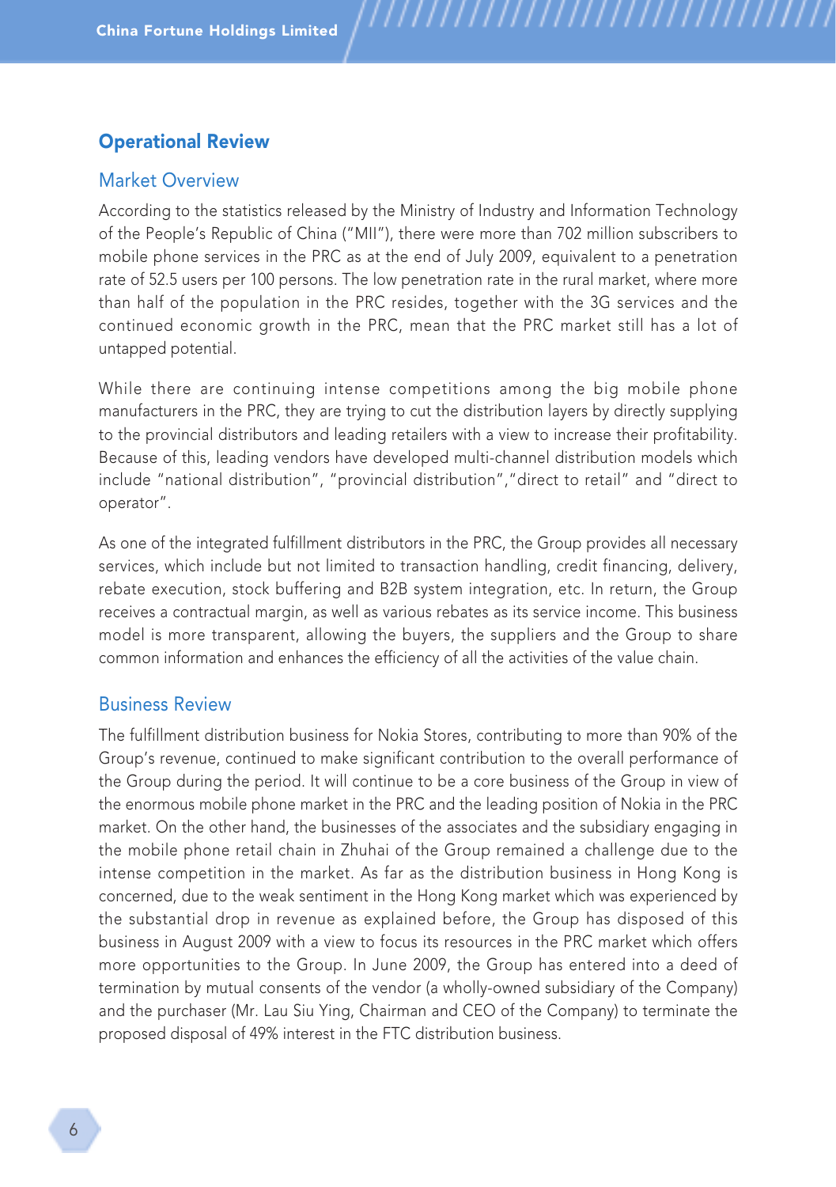## Operational Review

### Market Overview

According to the statistics released by the Ministry of Industry and Information Technology of the People's Republic of China ("MII"), there were more than 702 million subscribers to mobile phone services in the PRC as at the end of July 2009, equivalent to a penetration rate of 52.5 users per 100 persons. The low penetration rate in the rural market, where more than half of the population in the PRC resides, together with the 3G services and the continued economic growth in the PRC, mean that the PRC market still has a lot of untapped potential.

While there are continuing intense competitions among the big mobile phone manufacturers in the PRC, they are trying to cut the distribution layers by directly supplying to the provincial distributors and leading retailers with a view to increase their profitability. Because of this, leading vendors have developed multi-channel distribution models which include "national distribution", "provincial distribution","direct to retail" and "direct to operator".

As one of the integrated fulfillment distributors in the PRC, the Group provides all necessary services, which include but not limited to transaction handling, credit financing, delivery, rebate execution, stock buffering and B2B system integration, etc. In return, the Group receives a contractual margin, as well as various rebates as its service income. This business model is more transparent, allowing the buyers, the suppliers and the Group to share common information and enhances the efficiency of all the activities of the value chain.

### Business Review

The fulfillment distribution business for Nokia Stores, contributing to more than 90% of the Group's revenue, continued to make significant contribution to the overall performance of the Group during the period. It will continue to be a core business of the Group in view of the enormous mobile phone market in the PRC and the leading position of Nokia in the PRC market. On the other hand, the businesses of the associates and the subsidiary engaging in the mobile phone retail chain in Zhuhai of the Group remained a challenge due to the intense competition in the market. As far as the distribution business in Hong Kong is concerned, due to the weak sentiment in the Hong Kong market which was experienced by the substantial drop in revenue as explained before, the Group has disposed of this business in August 2009 with a view to focus its resources in the PRC market which offers more opportunities to the Group. In June 2009, the Group has entered into a deed of termination by mutual consents of the vendor (a wholly-owned subsidiary of the Company) and the purchaser (Mr. Lau Siu Ying, Chairman and CEO of the Company) to terminate the proposed disposal of 49% interest in the FTC distribution business.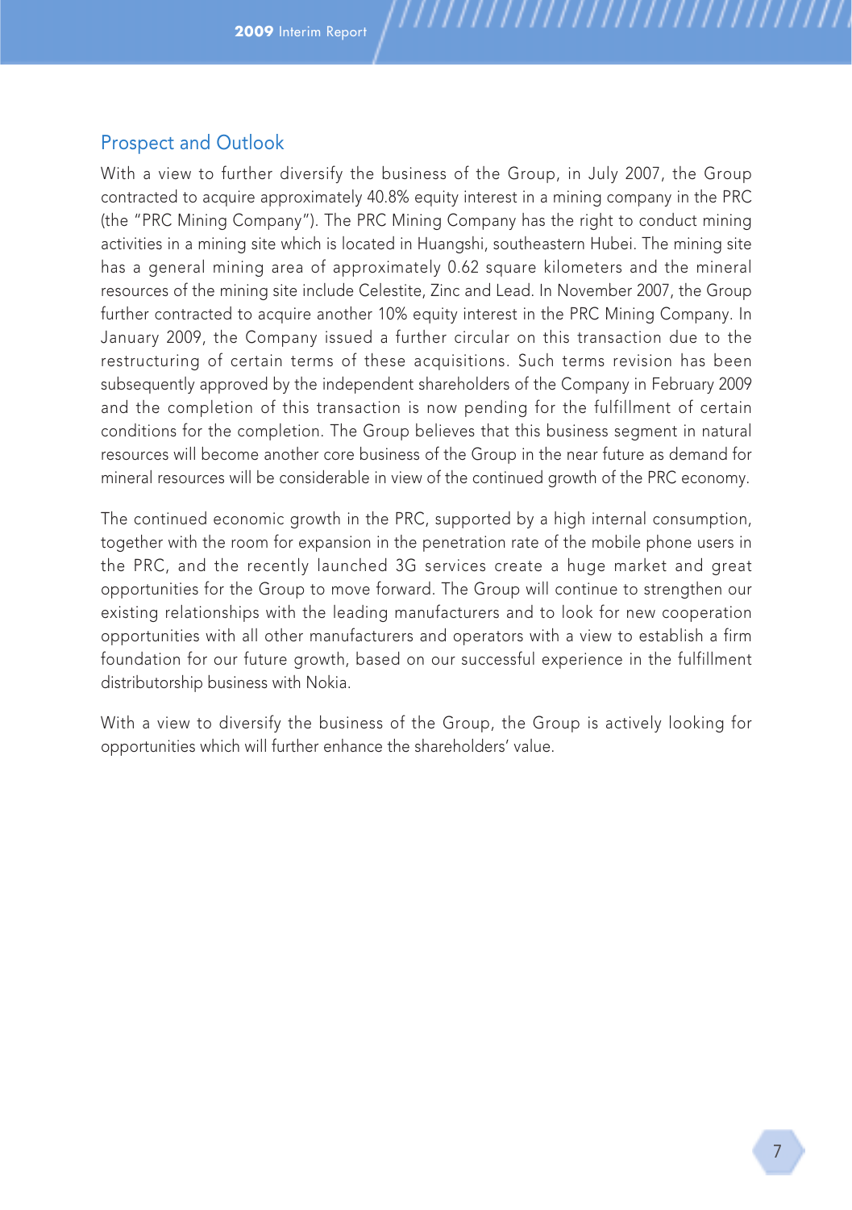## Prospect and Outlook

With a view to further diversify the business of the Group, in July 2007, the Group contracted to acquire approximately 40.8% equity interest in a mining company in the PRC (the "PRC Mining Company"). The PRC Mining Company has the right to conduct mining activities in a mining site which is located in Huangshi, southeastern Hubei. The mining site has a general mining area of approximately 0.62 square kilometers and the mineral resources of the mining site include Celestite, Zinc and Lead. In November 2007, the Group further contracted to acquire another 10% equity interest in the PRC Mining Company. In January 2009, the Company issued a further circular on this transaction due to the restructuring of certain terms of these acquisitions. Such terms revision has been subsequently approved by the independent shareholders of the Company in February 2009 and the completion of this transaction is now pending for the fulfillment of certain conditions for the completion. The Group believes that this business segment in natural resources will become another core business of the Group in the near future as demand for mineral resources will be considerable in view of the continued growth of the PRC economy.

The continued economic growth in the PRC, supported by a high internal consumption, together with the room for expansion in the penetration rate of the mobile phone users in the PRC, and the recently launched 3G services create a huge market and great opportunities for the Group to move forward. The Group will continue to strengthen our existing relationships with the leading manufacturers and to look for new cooperation opportunities with all other manufacturers and operators with a view to establish a firm foundation for our future growth, based on our successful experience in the fulfillment distributorship business with Nokia.

With a view to diversify the business of the Group, the Group is actively looking for opportunities which will further enhance the shareholders' value.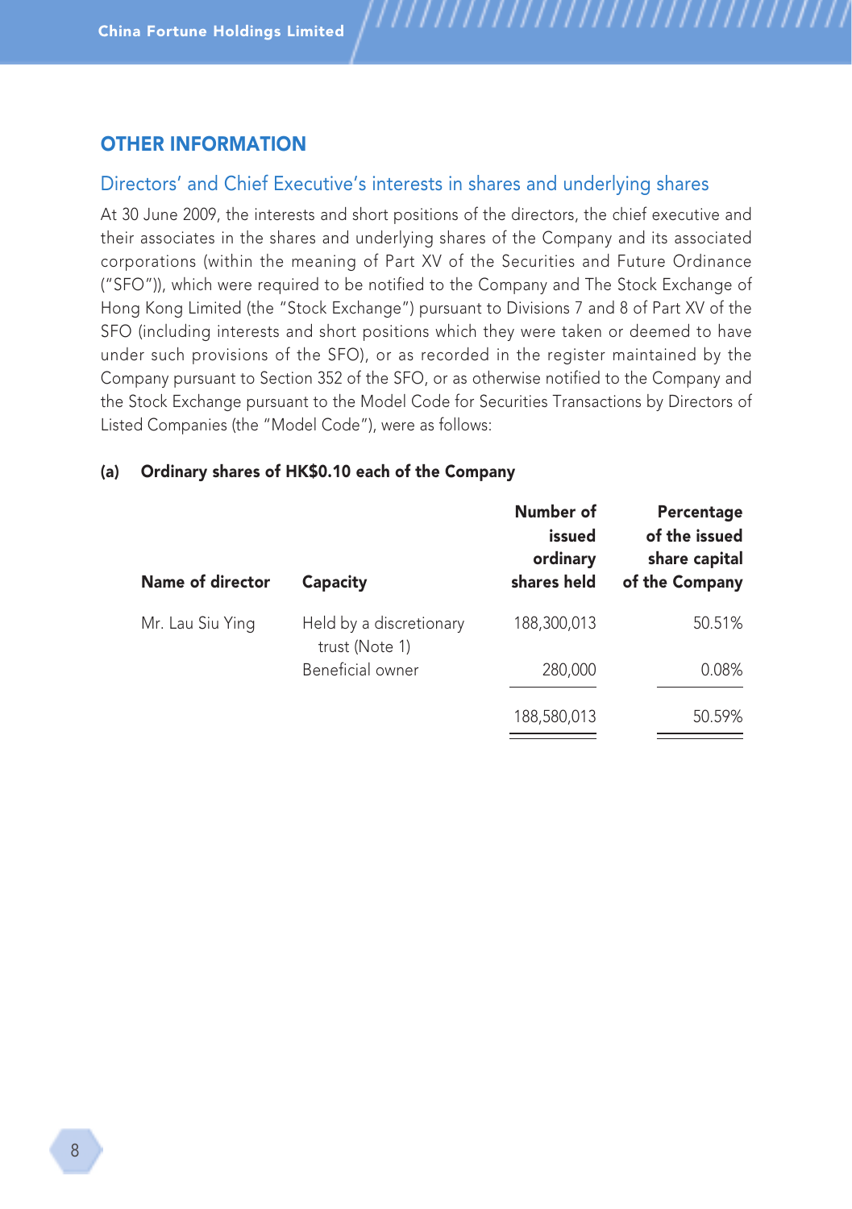## OTHER INFORMATION

### Directors' and Chief Executive's interests in shares and underlying shares

At 30 June 2009, the interests and short positions of the directors, the chief executive and their associates in the shares and underlying shares of the Company and its associated corporations (within the meaning of Part XV of the Securities and Future Ordinance ("SFO")), which were required to be notified to the Company and The Stock Exchange of Hong Kong Limited (the "Stock Exchange") pursuant to Divisions 7 and 8 of Part XV of the SFO (including interests and short positions which they were taken or deemed to have under such provisions of the SFO), or as recorded in the register maintained by the Company pursuant to Section 352 of the SFO, or as otherwise notified to the Company and the Stock Exchange pursuant to the Model Code for Securities Transactions by Directors of Listed Companies (the "Model Code"), were as follows:

**(a) Ordinary shares of HK$0.10 each of the Company**

| Name of director | Capacity | Number of issued ordinary shares held | Percentage of the issued share capital of the Company |
|---|---|---|---|
| Mr. Lau Siu Ying | Held by a discretionary trust (Note 1) | 188,300,013 | 50.51% |
| | Beneficial owner | 280,000 | 0.08% |
| | | 188,580,013 | 50.59% |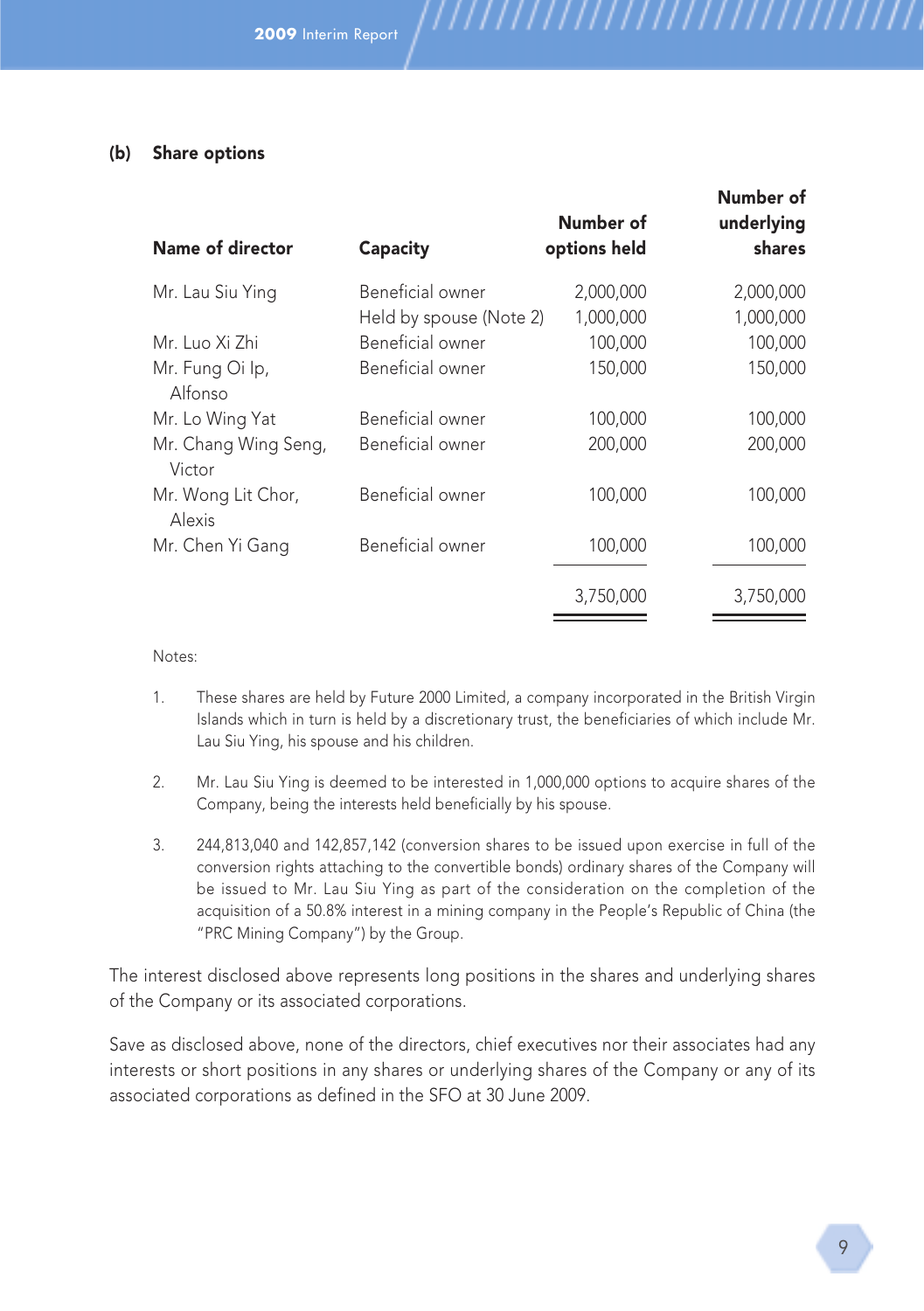### (b) Share options

| Name of director | Capacity | Number of options held | Number of underlying shares |
|---|---|---|---|
| Mr. Lau Siu Ying | Beneficial owner | 2,000,000 | 2,000,000 |
| | Held by spouse (Note 2) | 1,000,000 | 1,000,000 |
| Mr. Luo Xi Zhi | Beneficial owner | 100,000 | 100,000 |
| Mr. Fung Oi Ip, Alfonso | Beneficial owner | 150,000 | 150,000 |
| Mr. Lo Wing Yat | Beneficial owner | 100,000 | 100,000 |
| Mr. Chang Wing Seng, Victor | Beneficial owner | 200,000 | 200,000 |
| Mr. Wong Lit Chor, Alexis | Beneficial owner | 100,000 | 100,000 |
| Mr. Chen Yi Gang | Beneficial owner | 100,000 | 100,000 |
| | | 3,750,000 | 3,750,000 |

Notes:

1. These shares are held by Future 2000 Limited, a company incorporated in the British Virgin Islands which in turn is held by a discretionary trust, the beneficiaries of which include Mr. Lau Siu Ying, his spouse and his children.

2. Mr. Lau Siu Ying is deemed to be interested in 1,000,000 options to acquire shares of the Company, being the interests held beneficially by his spouse.

3. 244,813,040 and 142,857,142 (conversion shares to be issued upon exercise in full of the conversion rights attaching to the convertible bonds) ordinary shares of the Company will be issued to Mr. Lau Siu Ying as part of the consideration on the completion of the acquisition of a 50.8% interest in a mining company in the People's Republic of China (the "PRC Mining Company") by the Group.

The interest disclosed above represents long positions in the shares and underlying shares of the Company or its associated corporations.

Save as disclosed above, none of the directors, chief executives nor their associates had any interests or short positions in any shares or underlying shares of the Company or any of its associated corporations as defined in the SFO at 30 June 2009.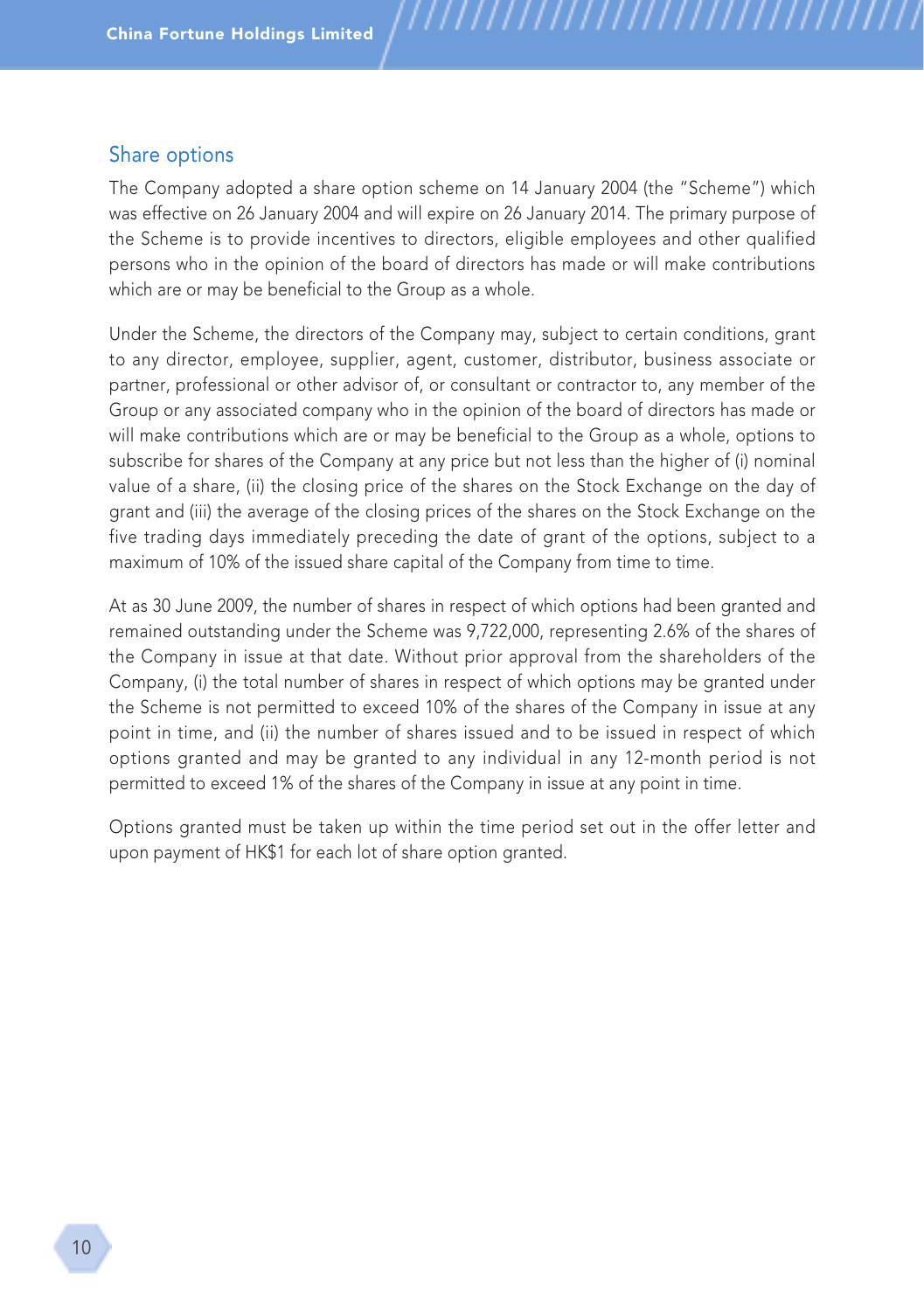## Share options

The Company adopted a share option scheme on 14 January 2004 (the "Scheme") which was effective on 26 January 2004 and will expire on 26 January 2014. The primary purpose of the Scheme is to provide incentives to directors, eligible employees and other qualified persons who in the opinion of the board of directors has made or will make contributions which are or may be beneficial to the Group as a whole.

Under the Scheme, the directors of the Company may, subject to certain conditions, grant to any director, employee, supplier, agent, customer, distributor, business associate or partner, professional or other advisor of, or consultant or contractor to, any member of the Group or any associated company who in the opinion of the board of directors has made or will make contributions which are or may be beneficial to the Group as a whole, options to subscribe for shares of the Company at any price but not less than the higher of (i) nominal value of a share, (ii) the closing price of the shares on the Stock Exchange on the day of grant and (iii) the average of the closing prices of the shares on the Stock Exchange on the five trading days immediately preceding the date of grant of the options, subject to a maximum of 10% of the issued share capital of the Company from time to time.

At as 30 June 2009, the number of shares in respect of which options had been granted and remained outstanding under the Scheme was 9,722,000, representing 2.6% of the shares of the Company in issue at that date. Without prior approval from the shareholders of the Company, (i) the total number of shares in respect of which options may be granted under the Scheme is not permitted to exceed 10% of the shares of the Company in issue at any point in time, and (ii) the number of shares issued and to be issued in respect of which options granted and may be granted to any individual in any 12-month period is not permitted to exceed 1% of the shares of the Company in issue at any point in time.

Options granted must be taken up within the time period set out in the offer letter and upon payment of HK$1 for each lot of share option granted.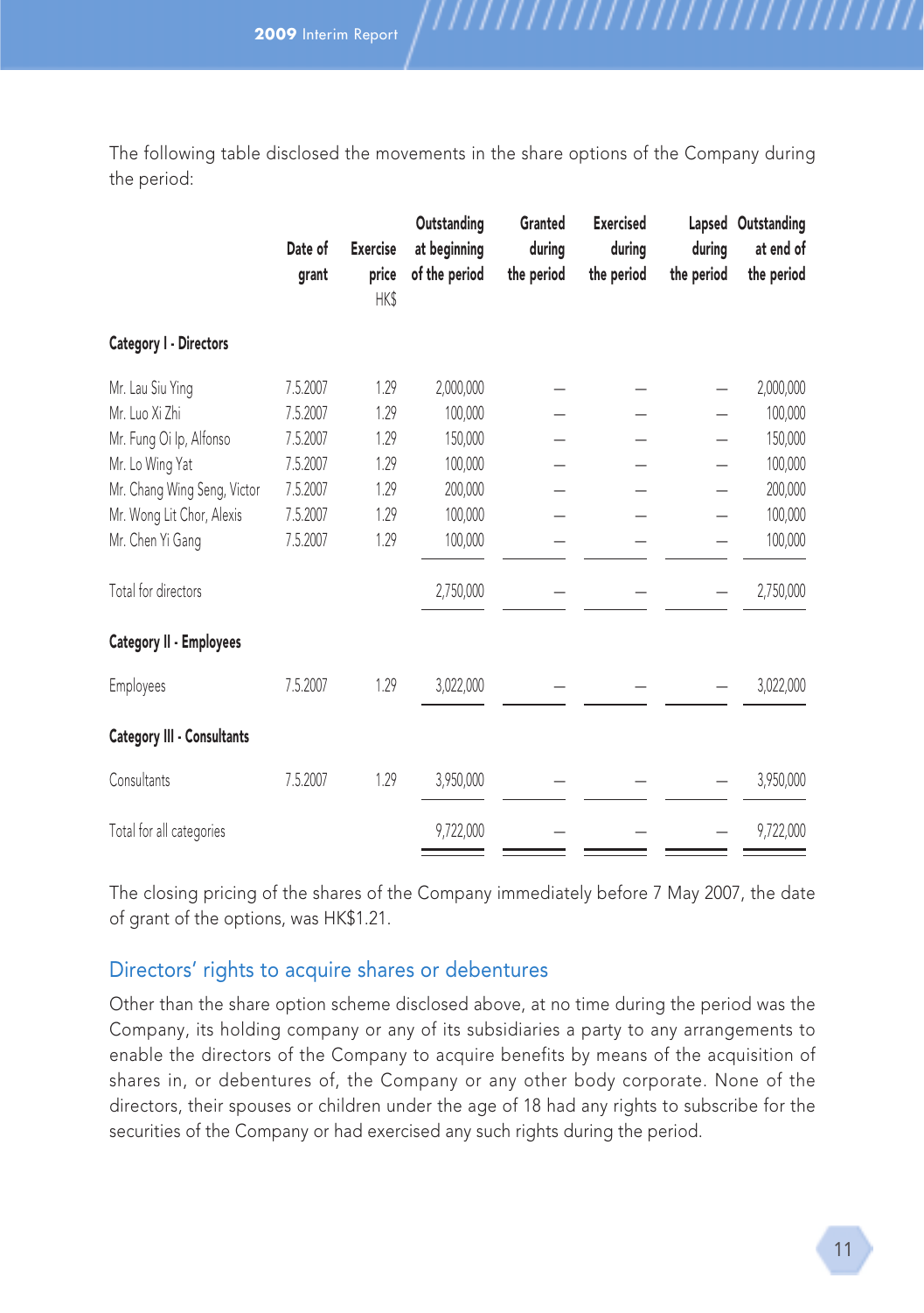The following table disclosed the movements in the share options of the Company during the period:

| | Date of grant | Exercise price HK$ | Outstanding at beginning of the period | Granted during the period | Exercised during the period | Lapsed during the period | Outstanding at end of the period |
|---|---|---|---|---|---|---|---|
| **Category I - Directors** | | | | | | | |
| Mr. Lau Siu Ying | 7.5.2007 | 1.29 | 2,000,000 | – | – | – | 2,000,000 |
| Mr. Luo Xi Zhi | 7.5.2007 | 1.29 | 100,000 | – | – | – | 100,000 |
| Mr. Fung Oi Ip, Alfonso | 7.5.2007 | 1.29 | 150,000 | – | – | – | 150,000 |
| Mr. Lo Wing Yat | 7.5.2007 | 1.29 | 100,000 | – | – | – | 100,000 |
| Mr. Chang Wing Seng, Victor | 7.5.2007 | 1.29 | 200,000 | – | – | – | 200,000 |
| Mr. Wong Lit Chor, Alexis | 7.5.2007 | 1.29 | 100,000 | – | – | – | 100,000 |
| Mr. Chen Yi Gang | 7.5.2007 | 1.29 | 100,000 | – | – | – | 100,000 |
| Total for directors | | | 2,750,000 | – | – | – | 2,750,000 |
| **Category II - Employees** | | | | | | | |
| Employees | 7.5.2007 | 1.29 | 3,022,000 | – | – | – | 3,022,000 |
| **Category III - Consultants** | | | | | | | |
| Consultants | 7.5.2007 | 1.29 | 3,950,000 | – | – | – | 3,950,000 |
| Total for all categories | | | 9,722,000 | – | – | – | 9,722,000 |

The closing pricing of the shares of the Company immediately before 7 May 2007, the date of grant of the options, was HK$1.21.

## Directors' rights to acquire shares or debentures

Other than the share option scheme disclosed above, at no time during the period was the Company, its holding company or any of its subsidiaries a party to any arrangements to enable the directors of the Company to acquire benefits by means of the acquisition of shares in, or debentures of, the Company or any other body corporate. None of the directors, their spouses or children under the age of 18 had any rights to subscribe for the securities of the Company or had exercised any such rights during the period.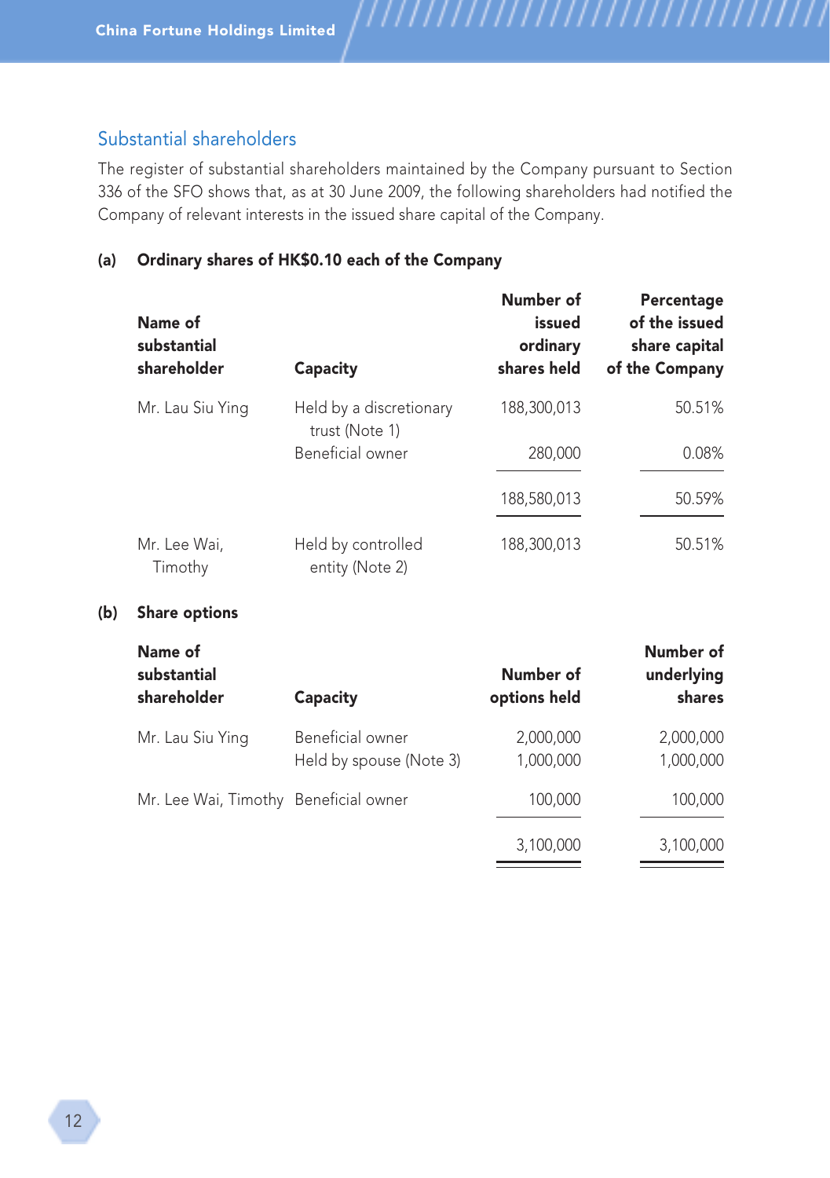## Substantial shareholders

The register of substantial shareholders maintained by the Company pursuant to Section 336 of the SFO shows that, as at 30 June 2009, the following shareholders had notified the Company of relevant interests in the issued share capital of the Company.

**(a) Ordinary shares of HK$0.10 each of the Company**

| Name of substantial shareholder | Capacity | Number of issued ordinary shares held | Percentage of the issued share capital of the Company |
|---|---|---|---|
| Mr. Lau Siu Ying | Held by a discretionary trust (Note 1) | 188,300,013 | 50.51% |
| | Beneficial owner | 280,000 | 0.08% |
| | | 188,580,013 | 50.59% |
| Mr. Lee Wai, Timothy | Held by controlled entity (Note 2) | 188,300,013 | 50.51% |

**(b) Share options**

| Name of substantial shareholder | Capacity | Number of options held | Number of underlying shares |
|---|---|---|---|
| Mr. Lau Siu Ying | Beneficial owner | 2,000,000 | 2,000,000 |
| | Held by spouse (Note 3) | 1,000,000 | 1,000,000 |
| Mr. Lee Wai, Timothy | Beneficial owner | 100,000 | 100,000 |
| | | 3,100,000 | 3,100,000 |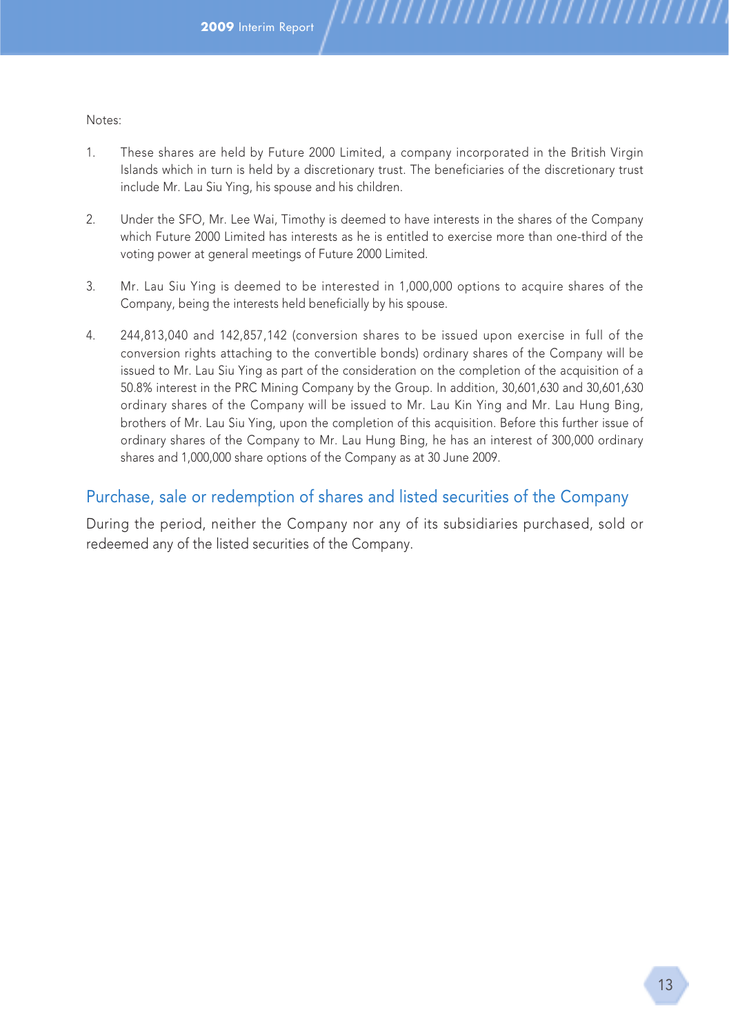Notes:

1. These shares are held by Future 2000 Limited, a company incorporated in the British Virgin Islands which in turn is held by a discretionary trust. The beneficiaries of the discretionary trust include Mr. Lau Siu Ying, his spouse and his children.

2. Under the SFO, Mr. Lee Wai, Timothy is deemed to have interests in the shares of the Company which Future 2000 Limited has interests as he is entitled to exercise more than one-third of the voting power at general meetings of Future 2000 Limited.

3. Mr. Lau Siu Ying is deemed to be interested in 1,000,000 options to acquire shares of the Company, being the interests held beneficially by his spouse.

4. 244,813,040 and 142,857,142 (conversion shares to be issued upon exercise in full of the conversion rights attaching to the convertible bonds) ordinary shares of the Company will be issued to Mr. Lau Siu Ying as part of the consideration on the completion of the acquisition of a 50.8% interest in the PRC Mining Company by the Group. In addition, 30,601,630 and 30,601,630 ordinary shares of the Company will be issued to Mr. Lau Kin Ying and Mr. Lau Hung Bing, brothers of Mr. Lau Siu Ying, upon the completion of this acquisition. Before this further issue of ordinary shares of the Company to Mr. Lau Hung Bing, he has an interest of 300,000 ordinary shares and 1,000,000 share options of the Company as at 30 June 2009.

## Purchase, sale or redemption of shares and listed securities of the Company

During the period, neither the Company nor any of its subsidiaries purchased, sold or redeemed any of the listed securities of the Company.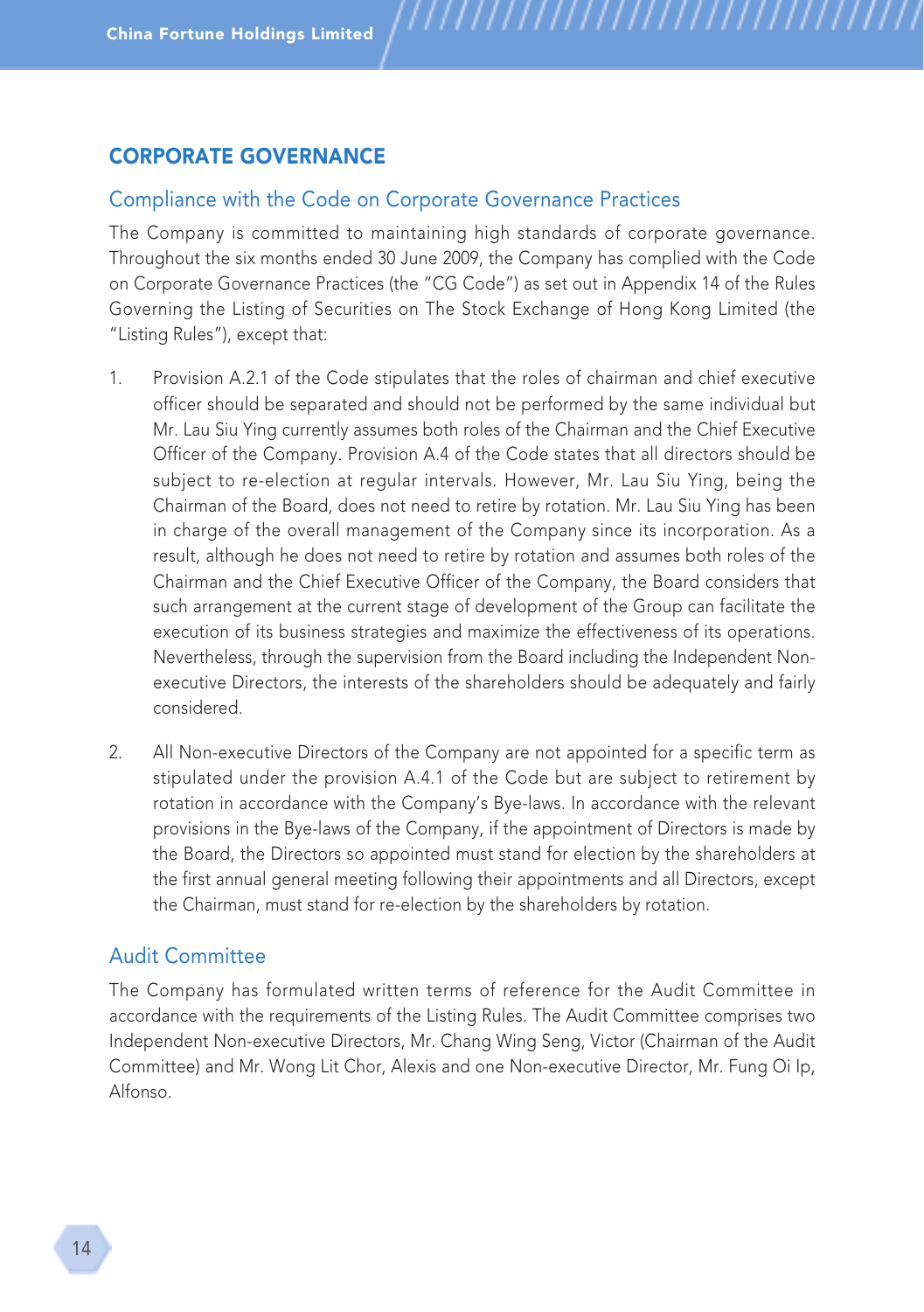## CORPORATE GOVERNANCE

### Compliance with the Code on Corporate Governance Practices

The Company is committed to maintaining high standards of corporate governance. Throughout the six months ended 30 June 2009, the Company has complied with the Code on Corporate Governance Practices (the "CG Code") as set out in Appendix 14 of the Rules Governing the Listing of Securities on The Stock Exchange of Hong Kong Limited (the "Listing Rules"), except that:

1. Provision A.2.1 of the Code stipulates that the roles of chairman and chief executive officer should be separated and should not be performed by the same individual but Mr. Lau Siu Ying currently assumes both roles of the Chairman and the Chief Executive Officer of the Company. Provision A.4 of the Code states that all directors should be subject to re-election at regular intervals. However, Mr. Lau Siu Ying, being the Chairman of the Board, does not need to retire by rotation. Mr. Lau Siu Ying has been in charge of the overall management of the Company since its incorporation. As a result, although he does not need to retire by rotation and assumes both roles of the Chairman and the Chief Executive Officer of the Company, the Board considers that such arrangement at the current stage of development of the Group can facilitate the execution of its business strategies and maximize the effectiveness of its operations. Nevertheless, through the supervision from the Board including the Independent Non-executive Directors, the interests of the shareholders should be adequately and fairly considered.

2. All Non-executive Directors of the Company are not appointed for a specific term as stipulated under the provision A.4.1 of the Code but are subject to retirement by rotation in accordance with the Company's Bye-laws. In accordance with the relevant provisions in the Bye-laws of the Company, if the appointment of Directors is made by the Board, the Directors so appointed must stand for election by the shareholders at the first annual general meeting following their appointments and all Directors, except the Chairman, must stand for re-election by the shareholders by rotation.

### Audit Committee

The Company has formulated written terms of reference for the Audit Committee in accordance with the requirements of the Listing Rules. The Audit Committee comprises two Independent Non-executive Directors, Mr. Chang Wing Seng, Victor (Chairman of the Audit Committee) and Mr. Wong Lit Chor, Alexis and one Non-executive Director, Mr. Fung Oi Ip, Alfonso.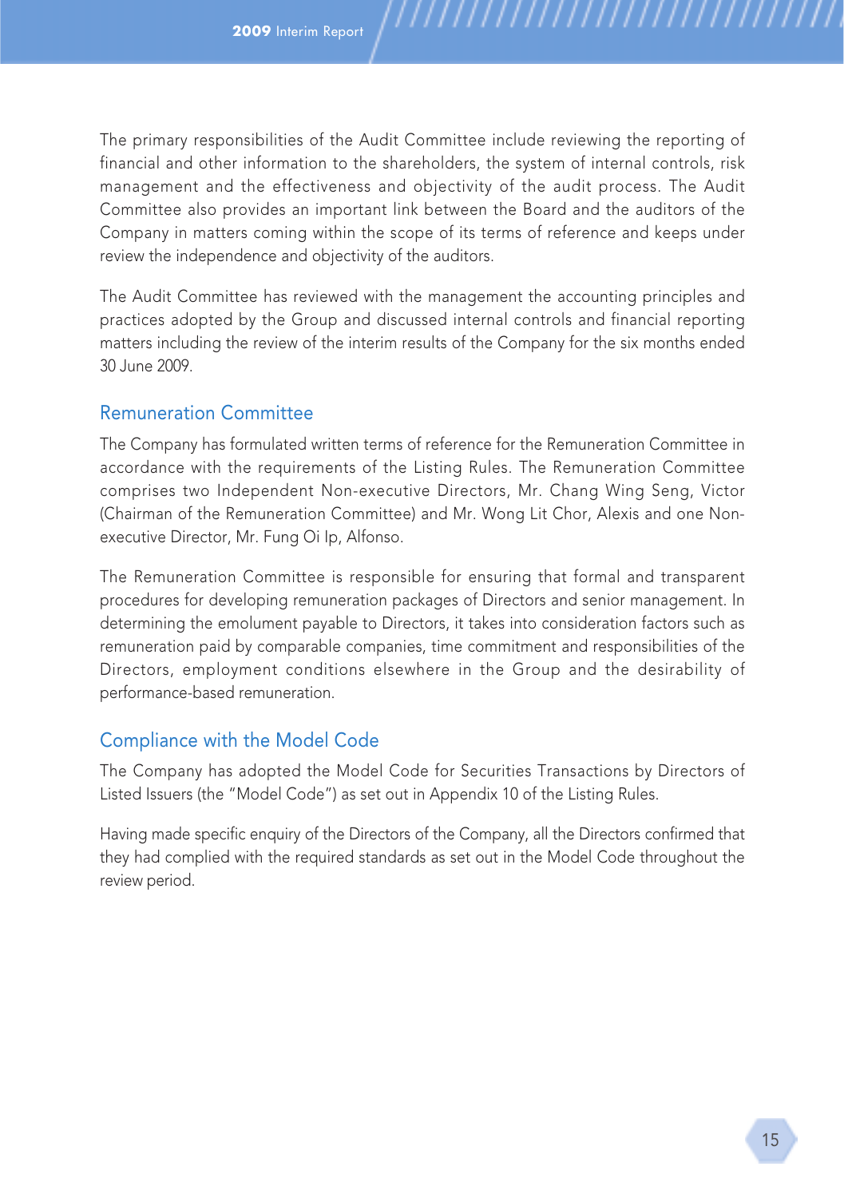The primary responsibilities of the Audit Committee include reviewing the reporting of financial and other information to the shareholders, the system of internal controls, risk management and the effectiveness and objectivity of the audit process. The Audit Committee also provides an important link between the Board and the auditors of the Company in matters coming within the scope of its terms of reference and keeps under review the independence and objectivity of the auditors.

The Audit Committee has reviewed with the management the accounting principles and practices adopted by the Group and discussed internal controls and financial reporting matters including the review of the interim results of the Company for the six months ended 30 June 2009.

## Remuneration Committee

The Company has formulated written terms of reference for the Remuneration Committee in accordance with the requirements of the Listing Rules. The Remuneration Committee comprises two Independent Non-executive Directors, Mr. Chang Wing Seng, Victor (Chairman of the Remuneration Committee) and Mr. Wong Lit Chor, Alexis and one Non-executive Director, Mr. Fung Oi Ip, Alfonso.

The Remuneration Committee is responsible for ensuring that formal and transparent procedures for developing remuneration packages of Directors and senior management. In determining the emolument payable to Directors, it takes into consideration factors such as remuneration paid by comparable companies, time commitment and responsibilities of the Directors, employment conditions elsewhere in the Group and the desirability of performance-based remuneration.

## Compliance with the Model Code

The Company has adopted the Model Code for Securities Transactions by Directors of Listed Issuers (the "Model Code") as set out in Appendix 10 of the Listing Rules.

Having made specific enquiry of the Directors of the Company, all the Directors confirmed that they had complied with the required standards as set out in the Model Code throughout the review period.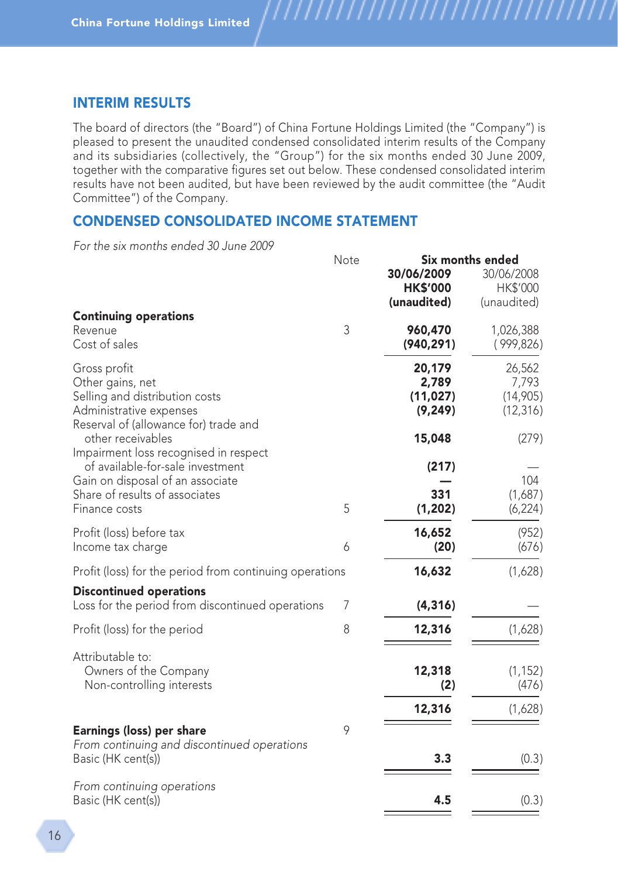## INTERIM RESULTS

The board of directors (the "Board") of China Fortune Holdings Limited (the "Company") is pleased to present the unaudited condensed consolidated interim results of the Company and its subsidiaries (collectively, the "Group") for the six months ended 30 June 2009, together with the comparative figures set out below. These condensed consolidated interim results have not been audited, but have been reviewed by the audit committee (the "Audit Committee") of the Company.

## CONDENSED CONSOLIDATED INCOME STATEMENT

*For the six months ended 30 June 2009*

| | Note | Six months ended | |
|---|---|---|---|
| | | **30/06/2009** | 30/06/2008 |
| | | **HK$'000** | HK$'000 |
| | | **(unaudited)** | (unaudited) |
| **Continuing operations** | | | |
| Revenue | 3 | **960,470** | 1,026,388 |
| Cost of sales | | **(940,291)** | (999,826) |
| Gross profit | | **20,179** | 26,562 |
| Other gains, net | | **2,789** | 7,793 |
| Selling and distribution costs | | **(11,027)** | (14,905) |
| Administrative expenses | | **(9,249)** | (12,316) |
| Reversal of (allowance for) trade and other receivables | | **15,048** | (279) |
| Impairment loss recognised in respect of available-for-sale investment | | **(217)** | — |
| Gain on disposal of an associate | | **—** | 104 |
| Share of results of associates | | **331** | (1,687) |
| Finance costs | 5 | **(1,202)** | (6,224) |
| Profit (loss) before tax | | **16,652** | (952) |
| Income tax charge | 6 | **(20)** | (676) |
| Profit (loss) for the period from continuing operations | | **16,632** | (1,628) |
| **Discontinued operations** | | | |
| Loss for the period from discontinued operations | 7 | **(4,316)** | — |
| Profit (loss) for the period | 8 | **12,316** | (1,628) |
| Attributable to: | | | |
| Owners of the Company | | **12,318** | (1,152) |
| Non-controlling interests | | **(2)** | (476) |
| | | **12,316** | (1,628) |
| **Earnings (loss) per share** | 9 | | |
| *From continuing and discontinued operations* | | | |
| Basic (HK cent(s)) | | **3.3** | (0.3) |
| *From continuing operations* | | | |
| Basic (HK cent(s)) | | **4.5** | (0.3) |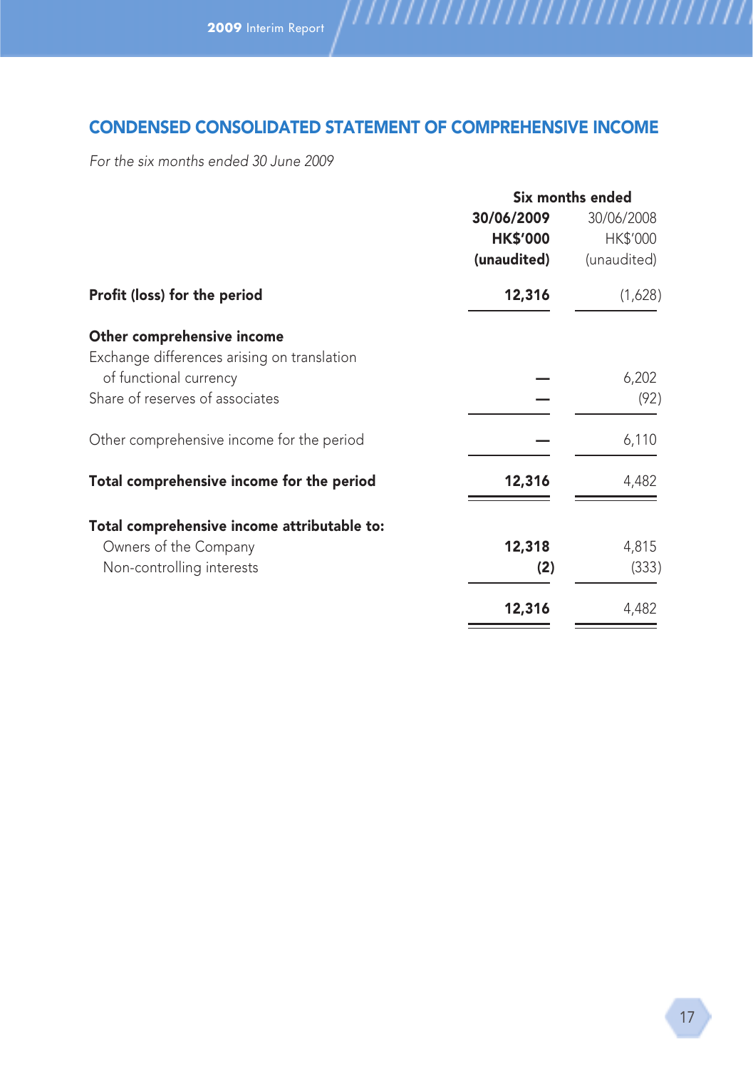## CONDENSED CONSOLIDATED STATEMENT OF COMPREHENSIVE INCOME

*For the six months ended 30 June 2009*

| | Six months ended | |
|---|---|---|
| | **30/06/2009** | 30/06/2008 |
| | **HK$'000** | HK$'000 |
| | **(unaudited)** | (unaudited) |
| **Profit (loss) for the period** | **12,316** | (1,628) |
| **Other comprehensive income** | | |
| Exchange differences arising on translation of functional currency | **—** | 6,202 |
| Share of reserves of associates | **—** | (92) |
| Other comprehensive income for the period | **—** | 6,110 |
| **Total comprehensive income for the period** | **12,316** | 4,482 |
| **Total comprehensive income attributable to:** | | |
| Owners of the Company | **12,318** | 4,815 |
| Non-controlling interests | **(2)** | (333) |
| | **12,316** | 4,482 |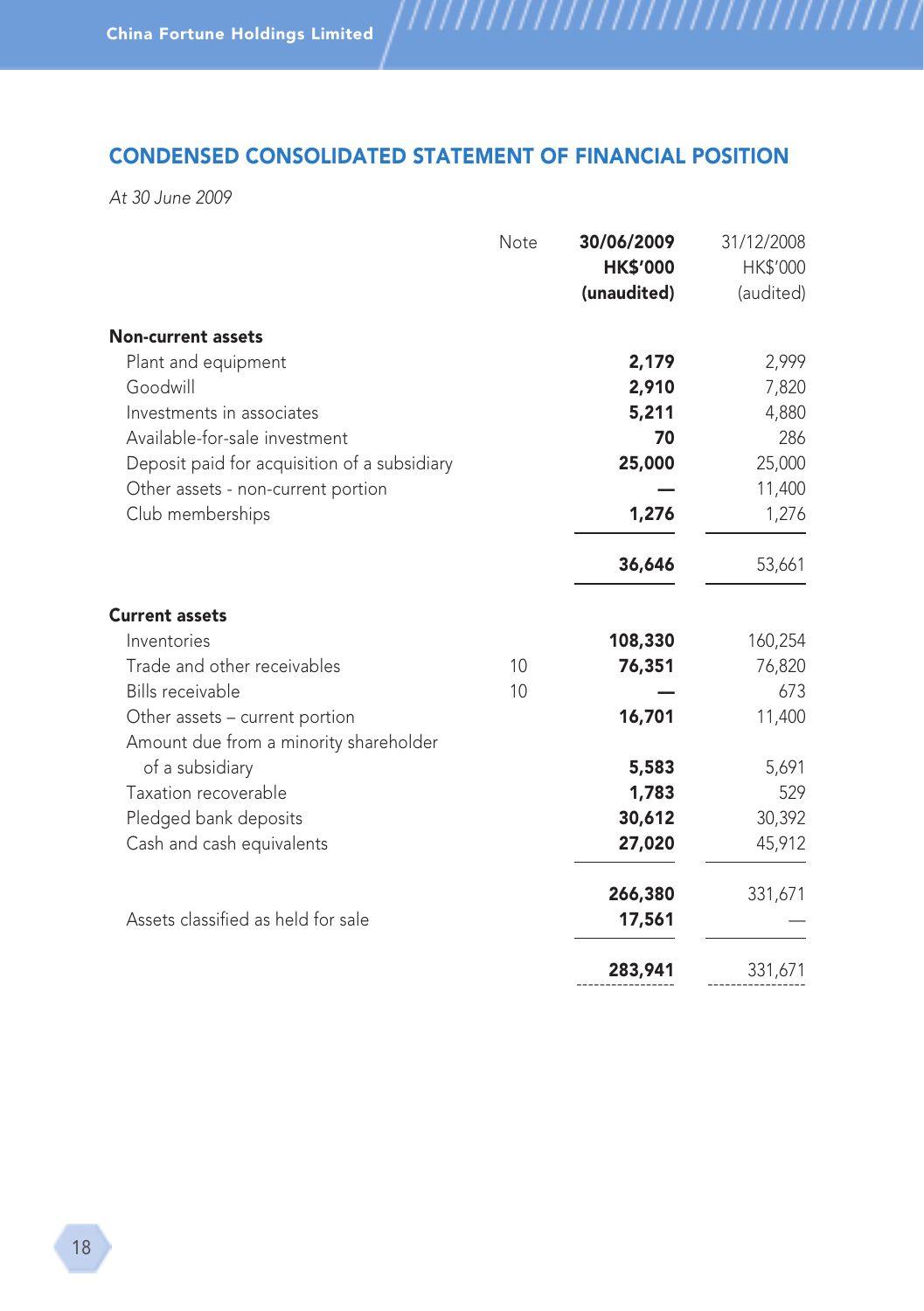## CONDENSED CONSOLIDATED STATEMENT OF FINANCIAL POSITION

*At 30 June 2009*

| | Note | 30/06/2009 HK$'000 (unaudited) | 31/12/2008 HK$'000 (audited) |
|---|---|---|---|
| **Non-current assets** | | | |
| Plant and equipment | | **2,179** | 2,999 |
| Goodwill | | **2,910** | 7,820 |
| Investments in associates | | **5,211** | 4,880 |
| Available-for-sale investment | | **70** | 286 |
| Deposit paid for acquisition of a subsidiary | | **25,000** | 25,000 |
| Other assets - non-current portion | | **—** | 11,400 |
| Club memberships | | **1,276** | 1,276 |
| | | **36,646** | 53,661 |
| **Current assets** | | | |
| Inventories | | **108,330** | 160,254 |
| Trade and other receivables | 10 | **76,351** | 76,820 |
| Bills receivable | 10 | **—** | 673 |
| Other assets – current portion | | **16,701** | 11,400 |
| Amount due from a minority shareholder of a subsidiary | | **5,583** | 5,691 |
| Taxation recoverable | | **1,783** | 529 |
| Pledged bank deposits | | **30,612** | 30,392 |
| Cash and cash equivalents | | **27,020** | 45,912 |
| | | **266,380** | 331,671 |
| Assets classified as held for sale | | **17,561** | — |
| | | **283,941** | 331,671 |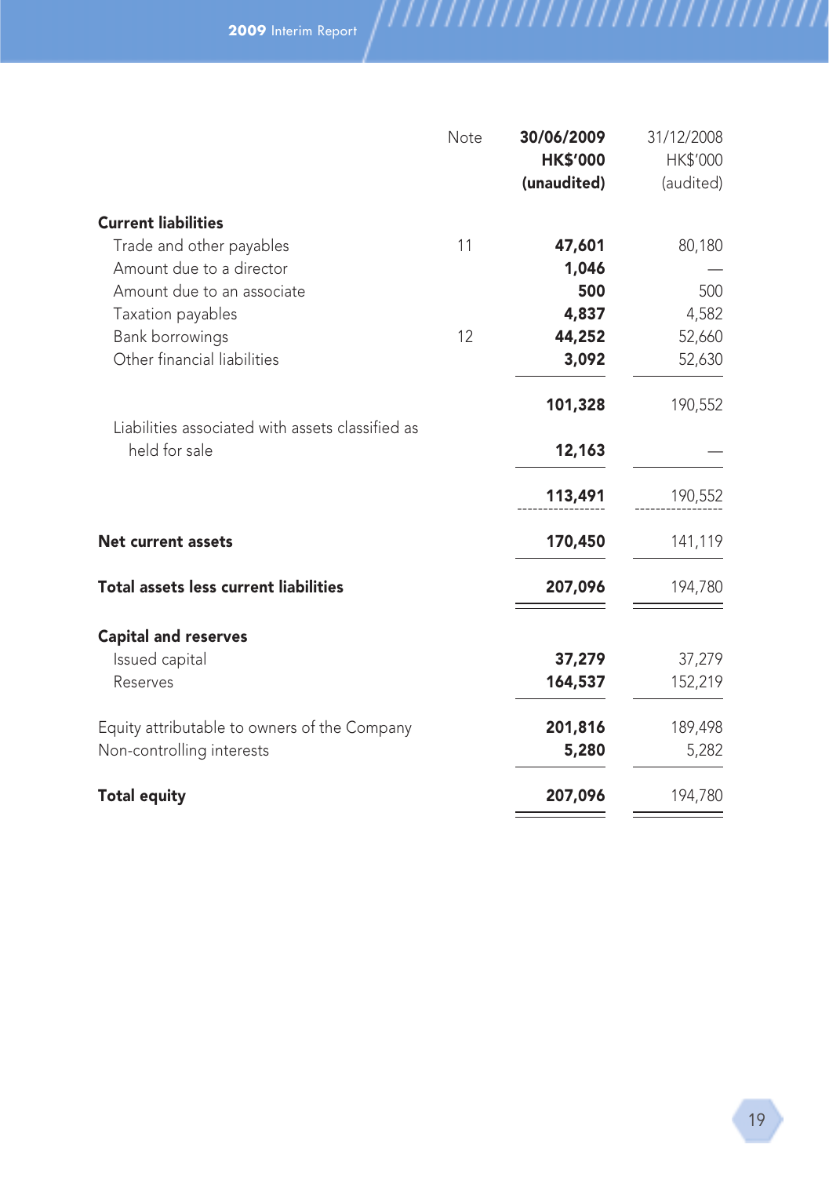| | Note | 30/06/2009<br>HK$'000<br>(unaudited) | 31/12/2008<br>HK$'000<br>(audited) |
|---|---|---|---|
| **Current liabilities** | | | |
| Trade and other payables | 11 | **47,601** | 80,180 |
| Amount due to a director | | **1,046** | — |
| Amount due to an associate | | **500** | 500 |
| Taxation payables | | **4,837** | 4,582 |
| Bank borrowings | 12 | **44,252** | 52,660 |
| Other financial liabilities | | **3,092** | 52,630 |
| | | **101,328** | 190,552 |
| Liabilities associated with assets classified as held for sale | | **12,163** | — |
| | | **113,491** | 190,552 |
| **Net current assets** | | **170,450** | 141,119 |
| **Total assets less current liabilities** | | **207,096** | 194,780 |
| **Capital and reserves** | | | |
| Issued capital | | **37,279** | 37,279 |
| Reserves | | **164,537** | 152,219 |
| Equity attributable to owners of the Company | | **201,816** | 189,498 |
| Non-controlling interests | | **5,280** | 5,282 |
| **Total equity** | | **207,096** | 194,780 |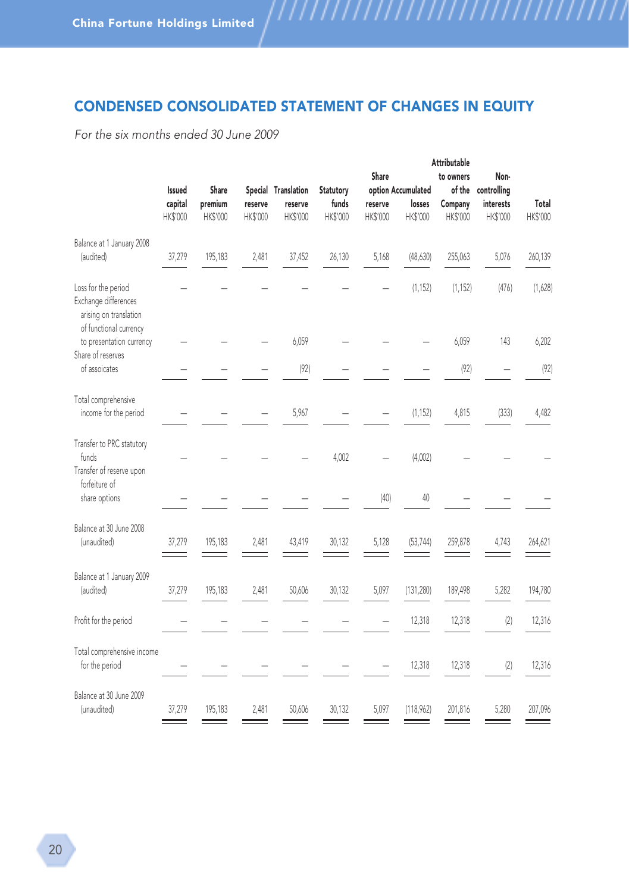## CONDENSED CONSOLIDATED STATEMENT OF CHANGES IN EQUITY

*For the six months ended 30 June 2009*

| | Issued capital HK$'000 | Share premium HK$'000 | Special reserve HK$'000 | Translation reserve HK$'000 | Statutory funds HK$'000 | Share option reserve HK$'000 | Accumulated losses HK$'000 | Attributable to owners of the Company HK$'000 | Non-controlling interests HK$'000 | Total HK$'000 |
|---|---|---|---|---|---|---|---|---|---|---|
| Balance at 1 January 2008 (audited) | 37,279 | 195,183 | 2,481 | 37,452 | 26,130 | 5,168 | (48,630) | 255,063 | 5,076 | 260,139 |
| Loss for the period | – | – | – | – | – | – | (1,152) | (1,152) | (476) | (1,628) |
| Exchange differences arising on translation of functional currency to presentation currency | – | – | – | 6,059 | – | – | – | 6,059 | 143 | 6,202 |
| Share of reserves of assoicates | – | – | – | (92) | – | – | – | (92) | – | (92) |
| Total comprehensive income for the period | – | – | – | 5,967 | – | – | (1,152) | 4,815 | (333) | 4,482 |
| Transfer to PRC statutory funds | – | – | – | – | 4,002 | – | (4,002) | – | – | – |
| Transfer of reserve upon forfeiture of share options | – | – | – | – | – | (40) | 40 | – | – | – |
| Balance at 30 June 2008 (unaudited) | 37,279 | 195,183 | 2,481 | 43,419 | 30,132 | 5,128 | (53,744) | 259,878 | 4,743 | 264,621 |
| Balance at 1 January 2009 (audited) | 37,279 | 195,183 | 2,481 | 50,606 | 30,132 | 5,097 | (131,280) | 189,498 | 5,282 | 194,780 |
| Profit for the period | – | – | – | – | – | – | 12,318 | 12,318 | (2) | 12,316 |
| Total comprehensive income for the period | – | – | – | – | – | – | 12,318 | 12,318 | (2) | 12,316 |
| Balance at 30 June 2009 (unaudited) | 37,279 | 195,183 | 2,481 | 50,606 | 30,132 | 5,097 | (118,962) | 201,816 | 5,280 | 207,096 |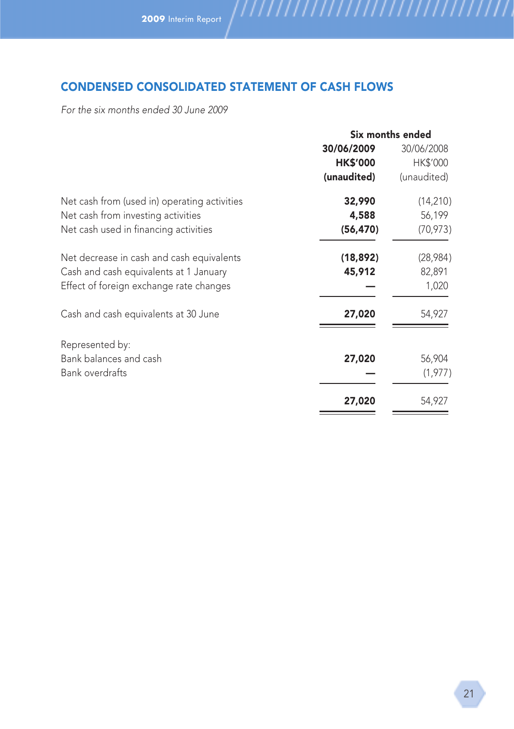## CONDENSED CONSOLIDATED STATEMENT OF CASH FLOWS

*For the six months ended 30 June 2009*

| | Six months ended | |
|---|---|---|
| | **30/06/2009** | 30/06/2008 |
| | **HK$'000** | HK$'000 |
| | **(unaudited)** | (unaudited) |
| Net cash from (used in) operating activities | **32,990** | (14,210) |
| Net cash from investing activities | **4,588** | 56,199 |
| Net cash used in financing activities | **(56,470)** | (70,973) |
| Net decrease in cash and cash equivalents | **(18,892)** | (28,984) |
| Cash and cash equivalents at 1 January | **45,912** | 82,891 |
| Effect of foreign exchange rate changes | **—** | 1,020 |
| Cash and cash equivalents at 30 June | **27,020** | 54,927 |
| Represented by: | | |
| Bank balances and cash | **27,020** | 56,904 |
| Bank overdrafts | **—** | (1,977) |
| | **27,020** | 54,927 |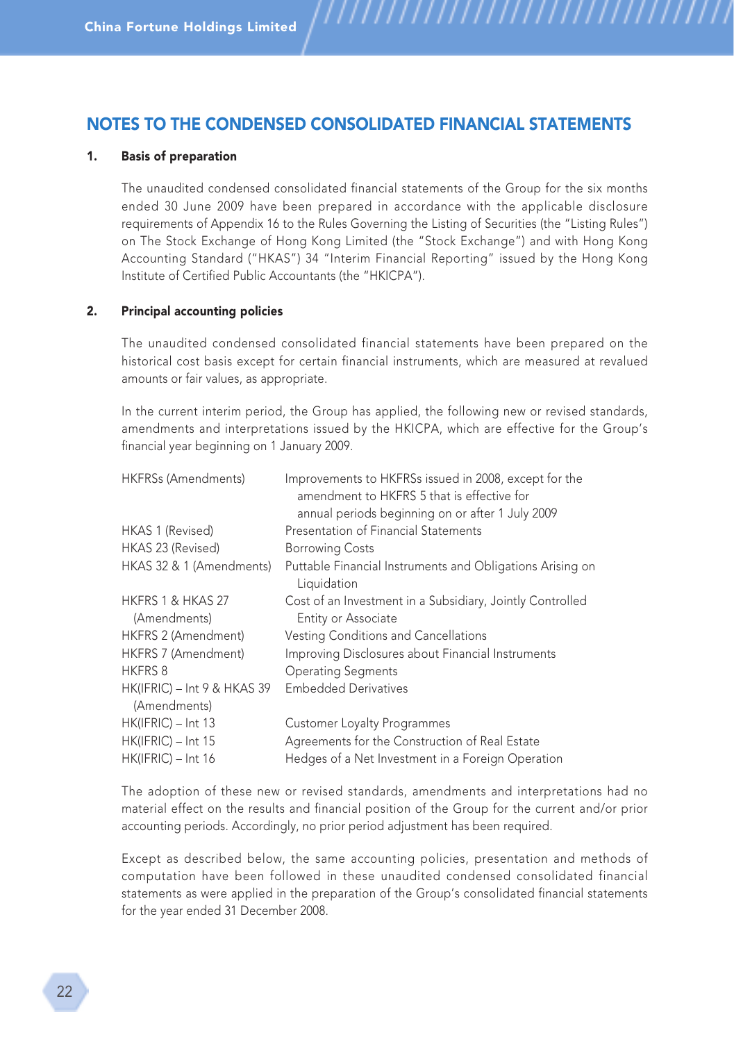# NOTES TO THE CONDENSED CONSOLIDATED FINANCIAL STATEMENTS

## 1. Basis of preparation

The unaudited condensed consolidated financial statements of the Group for the six months ended 30 June 2009 have been prepared in accordance with the applicable disclosure requirements of Appendix 16 to the Rules Governing the Listing of Securities (the "Listing Rules") on The Stock Exchange of Hong Kong Limited (the "Stock Exchange") and with Hong Kong Accounting Standard ("HKAS") 34 "Interim Financial Reporting" issued by the Hong Kong Institute of Certified Public Accountants (the "HKICPA").

## 2. Principal accounting policies

The unaudited condensed consolidated financial statements have been prepared on the historical cost basis except for certain financial instruments, which are measured at revalued amounts or fair values, as appropriate.

In the current interim period, the Group has applied, the following new or revised standards, amendments and interpretations issued by the HKICPA, which are effective for the Group's financial year beginning on 1 January 2009.

| | |
|---|---|
| HKFRSs (Amendments) | Improvements to HKFRSs issued in 2008, except for the amendment to HKFRS 5 that is effective for annual periods beginning on or after 1 July 2009 |
| HKAS 1 (Revised) | Presentation of Financial Statements |
| HKAS 23 (Revised) | Borrowing Costs |
| HKAS 32 & 1 (Amendments) | Puttable Financial Instruments and Obligations Arising on Liquidation |
| HKFRS 1 & HKAS 27 (Amendments) | Cost of an Investment in a Subsidiary, Jointly Controlled Entity or Associate |
| HKFRS 2 (Amendment) | Vesting Conditions and Cancellations |
| HKFRS 7 (Amendment) | Improving Disclosures about Financial Instruments |
| HKFRS 8 | Operating Segments |
| HK(IFRIC) – Int 9 & HKAS 39 (Amendments) | Embedded Derivatives |
| HK(IFRIC) – Int 13 | Customer Loyalty Programmes |
| HK(IFRIC) – Int 15 | Agreements for the Construction of Real Estate |
| HK(IFRIC) – Int 16 | Hedges of a Net Investment in a Foreign Operation |

The adoption of these new or revised standards, amendments and interpretations had no material effect on the results and financial position of the Group for the current and/or prior accounting periods. Accordingly, no prior period adjustment has been required.

Except as described below, the same accounting policies, presentation and methods of computation have been followed in these unaudited condensed consolidated financial statements as were applied in the preparation of the Group's consolidated financial statements for the year ended 31 December 2008.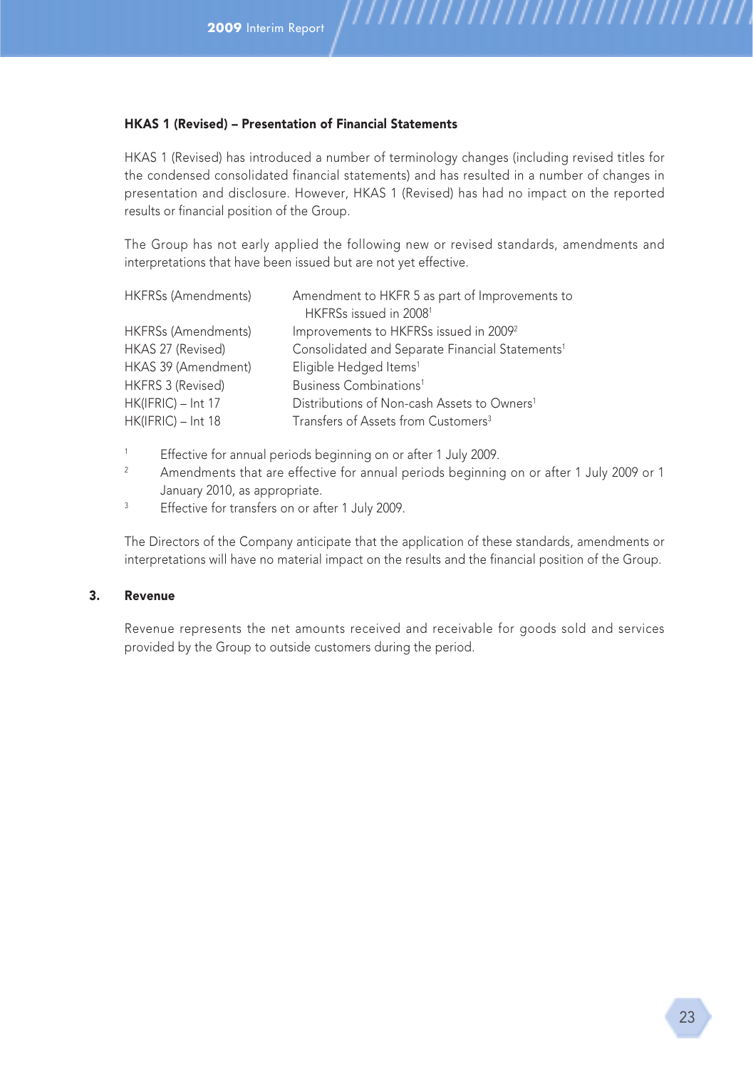**HKAS 1 (Revised) – Presentation of Financial Statements**

HKAS 1 (Revised) has introduced a number of terminology changes (including revised titles for the condensed consolidated financial statements) and has resulted in a number of changes in presentation and disclosure. However, HKAS 1 (Revised) has had no impact on the reported results or financial position of the Group.

The Group has not early applied the following new or revised standards, amendments and interpretations that have been issued but are not yet effective.

| | |
|---|---|
| HKFRSs (Amendments) | Amendment to HKFR 5 as part of Improvements to HKFRSs issued in 2008[1] |
| HKFRSs (Amendments) | Improvements to HKFRSs issued in 2009[2] |
| HKAS 27 (Revised) | Consolidated and Separate Financial Statements[1] |
| HKAS 39 (Amendment) | Eligible Hedged Items[1] |
| HKFRS 3 (Revised) | Business Combinations[1] |
| HK(IFRIC) – Int 17 | Distributions of Non-cash Assets to Owners[1] |
| HK(IFRIC) – Int 18 | Transfers of Assets from Customers[3] |

[1] Effective for annual periods beginning on or after 1 July 2009.

[2] Amendments that are effective for annual periods beginning on or after 1 July 2009 or 1 January 2010, as appropriate.

[3] Effective for transfers on or after 1 July 2009.

The Directors of the Company anticipate that the application of these standards, amendments or interpretations will have no material impact on the results and the financial position of the Group.

## 3. Revenue

Revenue represents the net amounts received and receivable for goods sold and services provided by the Group to outside customers during the period.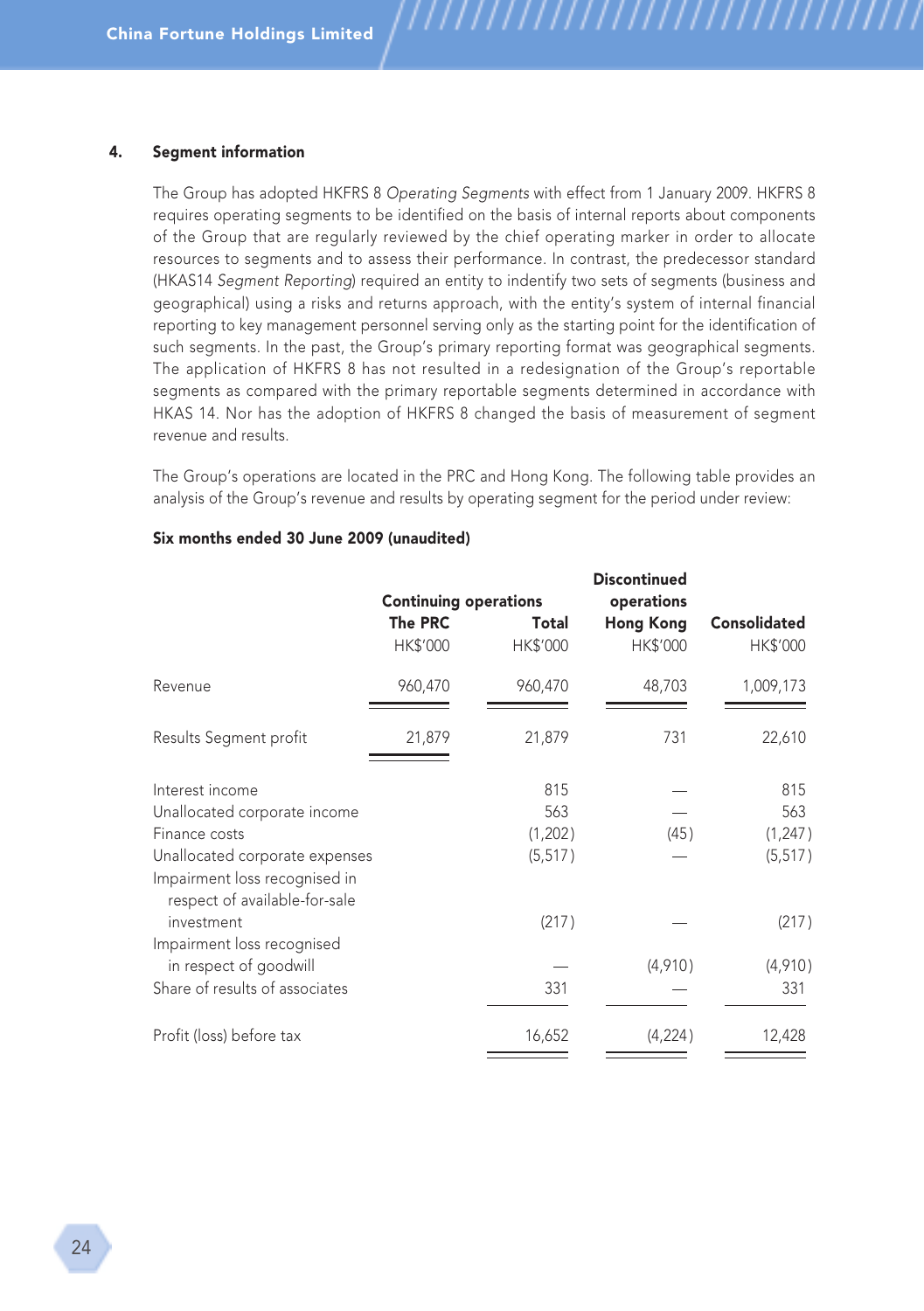## 4. Segment information

The Group has adopted HKFRS 8 *Operating Segments* with effect from 1 January 2009. HKFRS 8 requires operating segments to be identified on the basis of internal reports about components of the Group that are regularly reviewed by the chief operating marker in order to allocate resources to segments and to assess their performance. In contrast, the predecessor standard (HKAS14 *Segment Reporting*) required an entity to indentify two sets of segments (business and geographical) using a risks and returns approach, with the entity's system of internal financial reporting to key management personnel serving only as the starting point for the identification of such segments. In the past, the Group's primary reporting format was geographical segments. The application of HKFRS 8 has not resulted in a redesignation of the Group's reportable segments as compared with the primary reportable segments determined in accordance with HKAS 14. Nor has the adoption of HKFRS 8 changed the basis of measurement of segment revenue and results.

The Group's operations are located in the PRC and Hong Kong. The following table provides an analysis of the Group's revenue and results by operating segment for the period under review:

**Six months ended 30 June 2009 (unaudited)**

| | Continuing operations | | Discontinued operations | |
|---|---|---|---|---|
| | **The PRC** | **Total** | **Hong Kong** | **Consolidated** |
| | HK$'000 | HK$'000 | HK$'000 | HK$'000 |
| Revenue | 960,470 | 960,470 | 48,703 | 1,009,173 |
| Results Segment profit | 21,879 | 21,879 | 731 | 22,610 |
| Interest income | | 815 | — | 815 |
| Unallocated corporate income | | 563 | — | 563 |
| Finance costs | | (1,202) | (45) | (1,247) |
| Unallocated corporate expenses | | (5,517) | — | (5,517) |
| Impairment loss recognised in respect of available-for-sale investment | | (217) | — | (217) |
| Impairment loss recognised in respect of goodwill | | — | (4,910) | (4,910) |
| Share of results of associates | | 331 | — | 331 |
| Profit (loss) before tax | | 16,652 | (4,224) | 12,428 |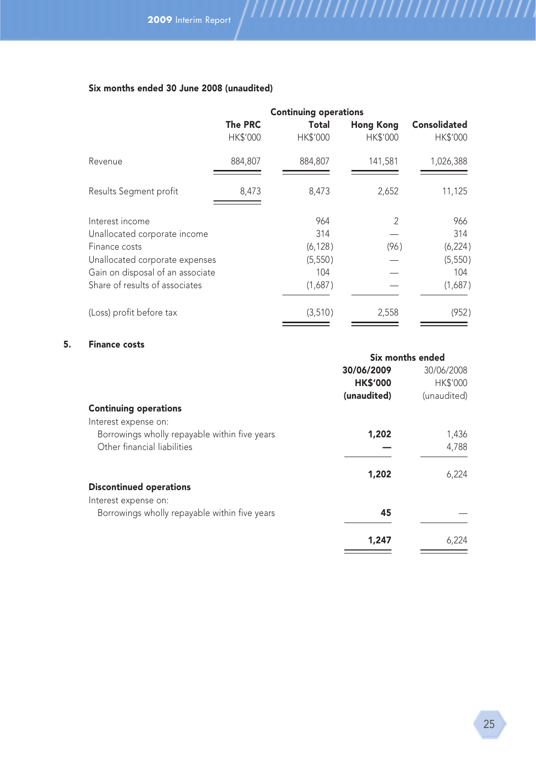**Six months ended 30 June 2008 (unaudited)**

| | Continuing operations | | | |
|---|---|---|---|---|
| | The PRC | Total | Hong Kong | Consolidated |
| | HK$'000 | HK$'000 | HK$'000 | HK$'000 |
| Revenue | 884,807 | 884,807 | 141,581 | 1,026,388 |
| Results Segment profit | 8,473 | 8,473 | 2,652 | 11,125 |
| Interest income | | 964 | 2 | 966 |
| Unallocated corporate income | | 314 | — | 314 |
| Finance costs | | (6,128) | (96) | (6,224) |
| Unallocated corporate expenses | | (5,550) | — | (5,550) |
| Gain on disposal of an associate | | 104 | — | 104 |
| Share of results of associates | | (1,687) | — | (1,687) |
| (Loss) profit before tax | | (3,510) | 2,558 | (952) |

## 5. Finance costs

| | Six months ended | |
|---|---|---|
| | **30/06/2009** | 30/06/2008 |
| | **HK$'000** | HK$'000 |
| | **(unaudited)** | (unaudited) |
| **Continuing operations** | | |
| Interest expense on: | | |
| Borrowings wholly repayable within five years | **1,202** | 1,436 |
| Other financial liabilities | **—** | 4,788 |
| | **1,202** | 6,224 |
| **Discontinued operations** | | |
| Interest expense on: | | |
| Borrowings wholly repayable within five years | **45** | — |
| | **1,247** | 6,224 |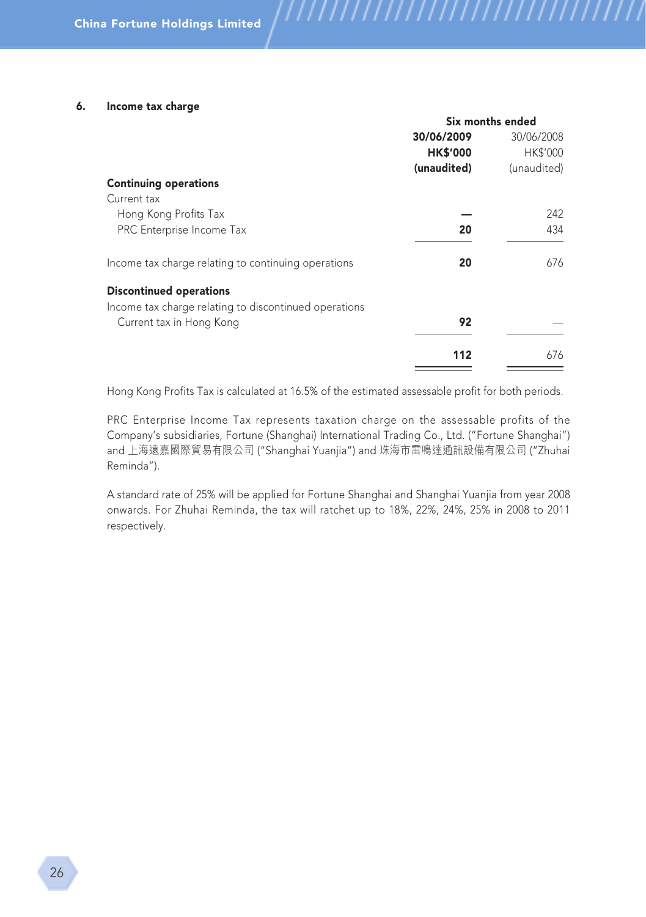## 6. Income tax charge

| | Six months ended | |
|---|---|---|
| | **30/06/2009** | 30/06/2008 |
| | **HK$'000** | HK$'000 |
| | **(unaudited)** | (unaudited) |
| **Continuing operations** | | |
| Current tax | | |
| Hong Kong Profits Tax | **—** | 242 |
| PRC Enterprise Income Tax | **20** | 434 |
| Income tax charge relating to continuing operations | **20** | 676 |
| **Discontinued operations** | | |
| Income tax charge relating to discontinued operations | | |
| Current tax in Hong Kong | **92** | — |
| | **112** | 676 |

Hong Kong Profits Tax is calculated at 16.5% of the estimated assessable profit for both periods.

PRC Enterprise Income Tax represents taxation charge on the assessable profits of the Company's subsidiaries, Fortune (Shanghai) International Trading Co., Ltd. ("Fortune Shanghai") and 上海遠嘉國際貿易有限公司 ("Shanghai Yuanjia") and 珠海市雷鳴達通訊設備有限公司 ("Zhuhai Reminda").

A standard rate of 25% will be applied for Fortune Shanghai and Shanghai Yuanjia from year 2008 onwards. For Zhuhai Reminda, the tax will ratchet up to 18%, 22%, 24%, 25% in 2008 to 2011 respectively.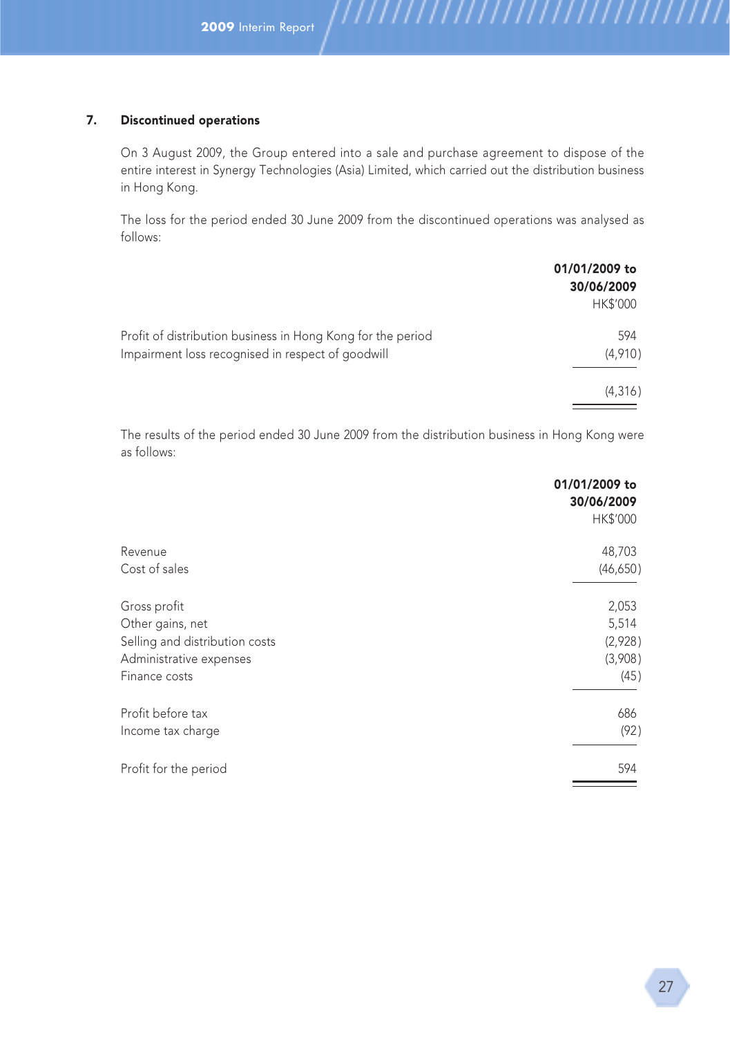## 7. Discontinued operations

On 3 August 2009, the Group entered into a sale and purchase agreement to dispose of the entire interest in Synergy Technologies (Asia) Limited, which carried out the distribution business in Hong Kong.

The loss for the period ended 30 June 2009 from the discontinued operations was analysed as follows:

| | **01/01/2009 to 30/06/2009** HK$'000 |
|---|---|
| Profit of distribution business in Hong Kong for the period | 594 |
| Impairment loss recognised in respect of goodwill | (4,910) |
| | (4,316) |

The results of the period ended 30 June 2009 from the distribution business in Hong Kong were as follows:

| | **01/01/2009 to 30/06/2009** HK$'000 |
|---|---|
| Revenue | 48,703 |
| Cost of sales | (46,650) |
| Gross profit | 2,053 |
| Other gains, net | 5,514 |
| Selling and distribution costs | (2,928) |
| Administrative expenses | (3,908) |
| Finance costs | (45) |
| Profit before tax | 686 |
| Income tax charge | (92) |
| Profit for the period | 594 |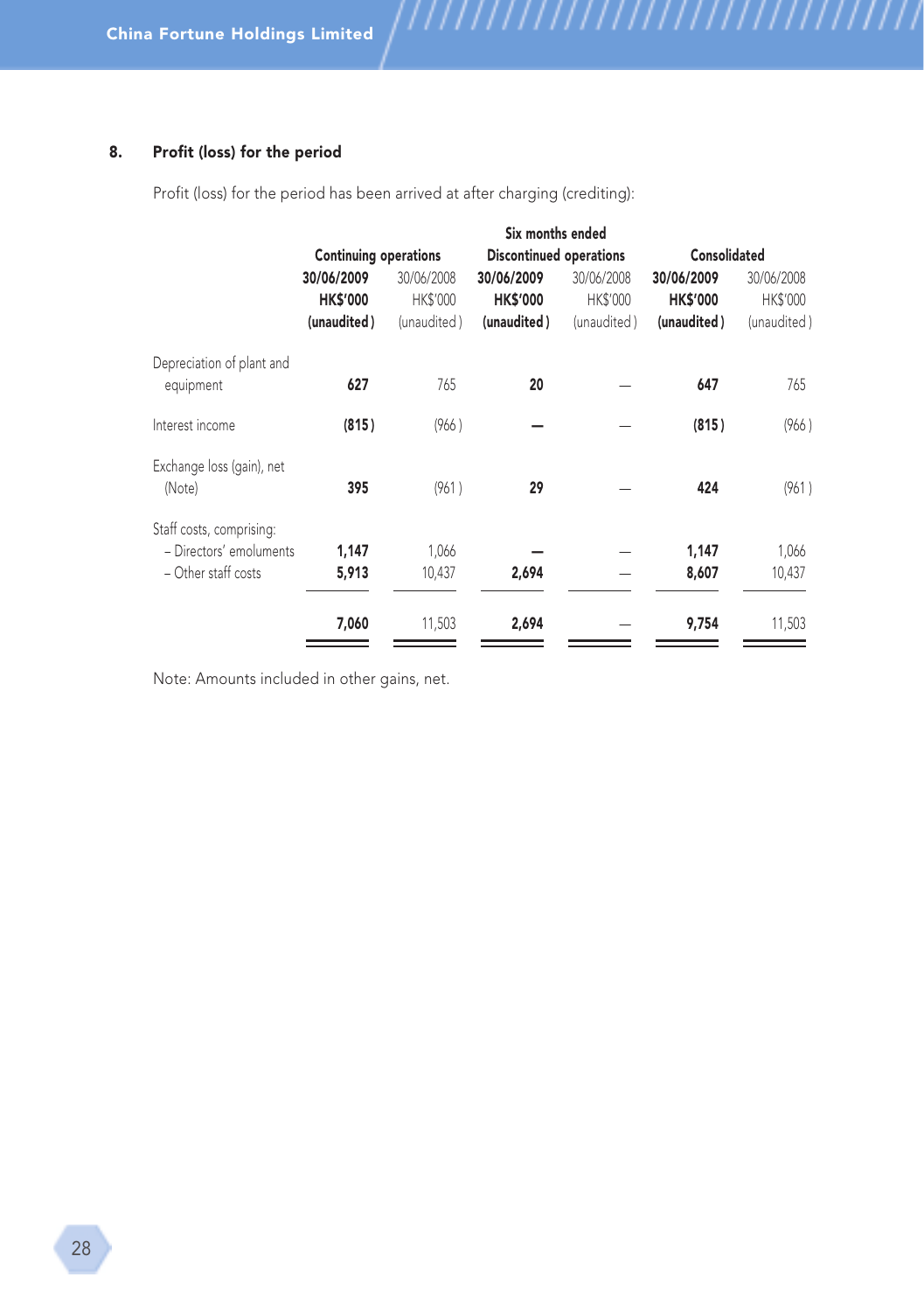## 8. Profit (loss) for the period

Profit (loss) for the period has been arrived at after charging (crediting):

| | Six months ended | | | | | |
|---|---|---|---|---|---|---|
| | Continuing operations | | Discontinued operations | | Consolidated | |
| | **30/06/2009** | 30/06/2008 | **30/06/2009** | 30/06/2008 | **30/06/2009** | 30/06/2008 |
| | **HK$'000** | HK$'000 | **HK$'000** | HK$'000 | **HK$'000** | HK$'000 |
| | **(unaudited)** | (unaudited) | **(unaudited)** | (unaudited) | **(unaudited)** | (unaudited) |
| Depreciation of plant and equipment | **627** | 765 | **20** | — | **647** | 765 |
| Interest income | **(815)** | (966) | **—** | — | **(815)** | (966) |
| Exchange loss (gain), net (Note) | **395** | (961) | **29** | — | **424** | (961) |
| Staff costs, comprising: | | | | | | |
| – Directors' emoluments | **1,147** | 1,066 | **—** | — | **1,147** | 1,066 |
| – Other staff costs | **5,913** | 10,437 | **2,694** | — | **8,607** | 10,437 |
| | **7,060** | 11,503 | **2,694** | — | **9,754** | 11,503 |

Note: Amounts included in other gains, net.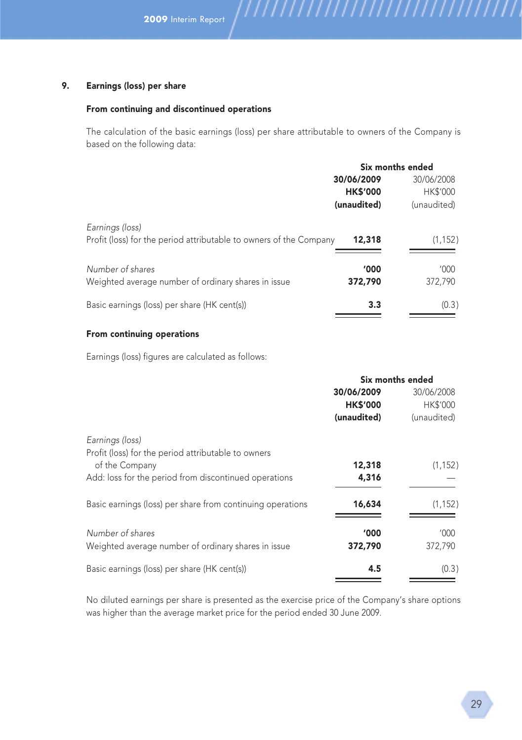## 9. Earnings (loss) per share

### From continuing and discontinued operations

The calculation of the basic earnings (loss) per share attributable to owners of the Company is based on the following data:

| | Six months ended | |
|---|---|---|
| | **30/06/2009** | 30/06/2008 |
| | **HK$'000** | HK$'000 |
| | **(unaudited)** | (unaudited) |
| *Earnings (loss)* | | |
| Profit (loss) for the period attributable to owners of the Company | **12,318** | (1,152) |
| *Number of shares* | **'000** | '000 |
| Weighted average number of ordinary shares in issue | **372,790** | 372,790 |
| Basic earnings (loss) per share (HK cent(s)) | **3.3** | (0.3) |

### From continuing operations

Earnings (loss) figures are calculated as follows:

| | Six months ended | |
|---|---|---|
| | **30/06/2009** | 30/06/2008 |
| | **HK$'000** | HK$'000 |
| | **(unaudited)** | (unaudited) |
| *Earnings (loss)* | | |
| Profit (loss) for the period attributable to owners of the Company | **12,318** | (1,152) |
| Add: loss for the period from discontinued operations | **4,316** | — |
| Basic earnings (loss) per share from continuing operations | **16,634** | (1,152) |
| *Number of shares* | **'000** | '000 |
| Weighted average number of ordinary shares in issue | **372,790** | 372,790 |
| Basic earnings (loss) per share (HK cent(s)) | **4.5** | (0.3) |

No diluted earnings per share is presented as the exercise price of the Company's share options was higher than the average market price for the period ended 30 June 2009.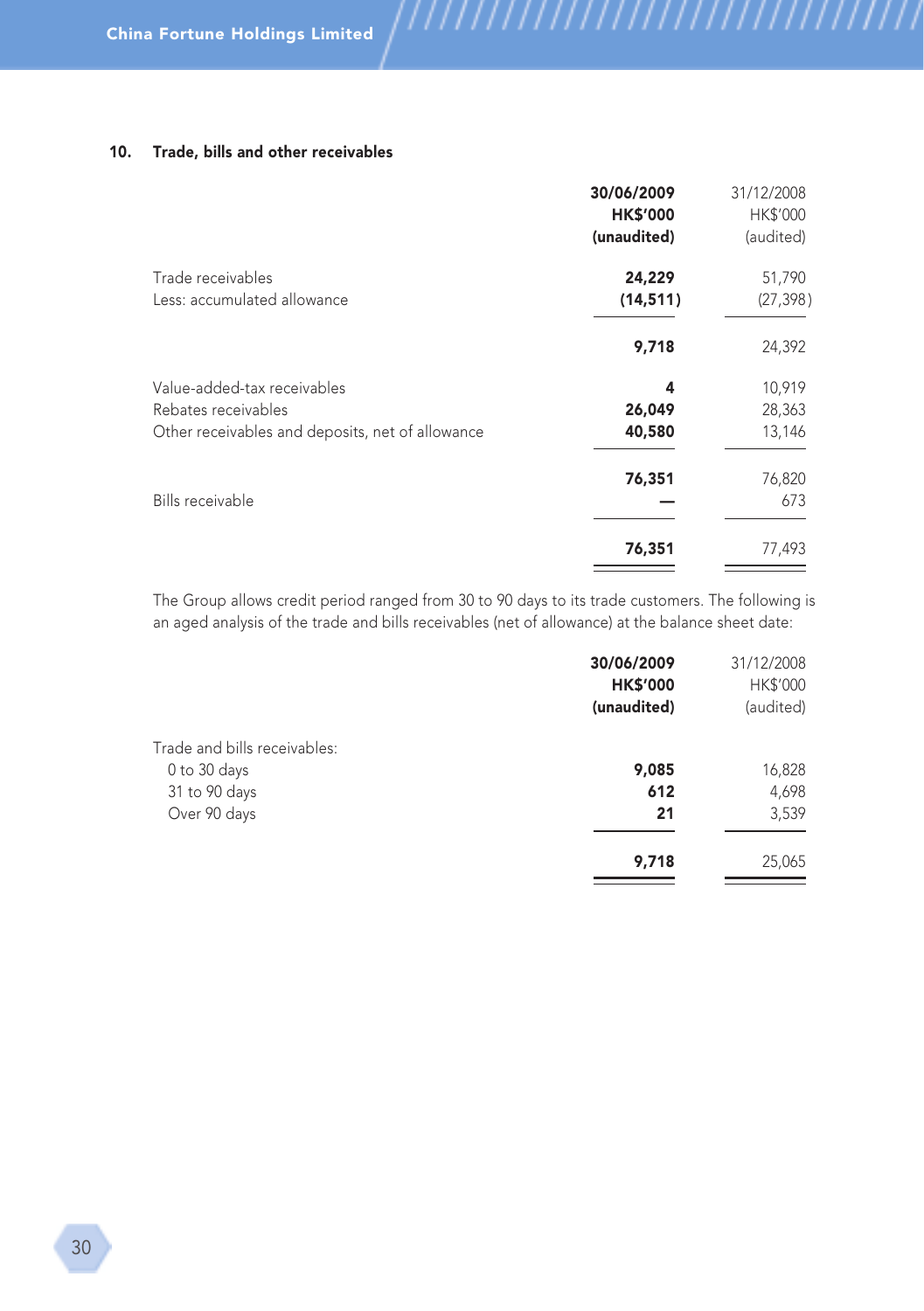## 10. Trade, bills and other receivables

| | **30/06/2009** **HK$'000** **(unaudited)** | 31/12/2008 HK$'000 (audited) |
|---|---|---|
| Trade receivables | **24,229** | 51,790 |
| Less: accumulated allowance | **(14,511)** | (27,398) |
| | **9,718** | 24,392 |
| Value-added-tax receivables | **4** | 10,919 |
| Rebates receivables | **26,049** | 28,363 |
| Other receivables and deposits, net of allowance | **40,580** | 13,146 |
| | **76,351** | 76,820 |
| Bills receivable | **—** | 673 |
| | **76,351** | 77,493 |

The Group allows credit period ranged from 30 to 90 days to its trade customers. The following is an aged analysis of the trade and bills receivables (net of allowance) at the balance sheet date:

| | **30/06/2009** **HK$'000** **(unaudited)** | 31/12/2008 HK$'000 (audited) |
|---|---|---|
| Trade and bills receivables: | | |
| 0 to 30 days | **9,085** | 16,828 |
| 31 to 90 days | **612** | 4,698 |
| Over 90 days | **21** | 3,539 |
| | **9,718** | 25,065 |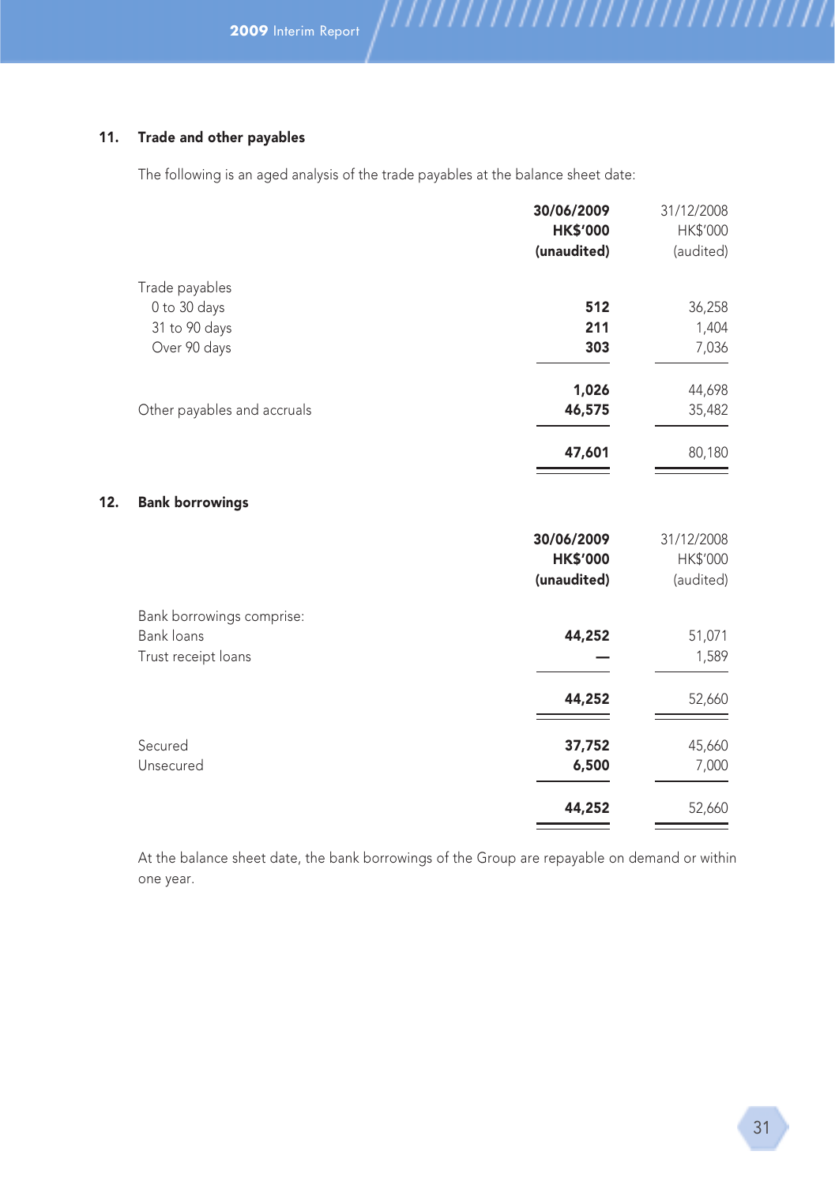## 11. Trade and other payables

The following is an aged analysis of the trade payables at the balance sheet date:

| | **30/06/2009 HK$'000 (unaudited)** | 31/12/2008 HK$'000 (audited) |
|---|---|---|
| Trade payables | | |
| 0 to 30 days | **512** | 36,258 |
| 31 to 90 days | **211** | 1,404 |
| Over 90 days | **303** | 7,036 |
| | **1,026** | 44,698 |
| Other payables and accruals | **46,575** | 35,482 |
| | **47,601** | 80,180 |

## 12. Bank borrowings

| | **30/06/2009 HK$'000 (unaudited)** | 31/12/2008 HK$'000 (audited) |
|---|---|---|
| Bank borrowings comprise: | | |
| Bank loans | **44,252** | 51,071 |
| Trust receipt loans | **—** | 1,589 |
| | **44,252** | 52,660 |
| Secured | **37,752** | 45,660 |
| Unsecured | **6,500** | 7,000 |
| | **44,252** | 52,660 |

At the balance sheet date, the bank borrowings of the Group are repayable on demand or within one year.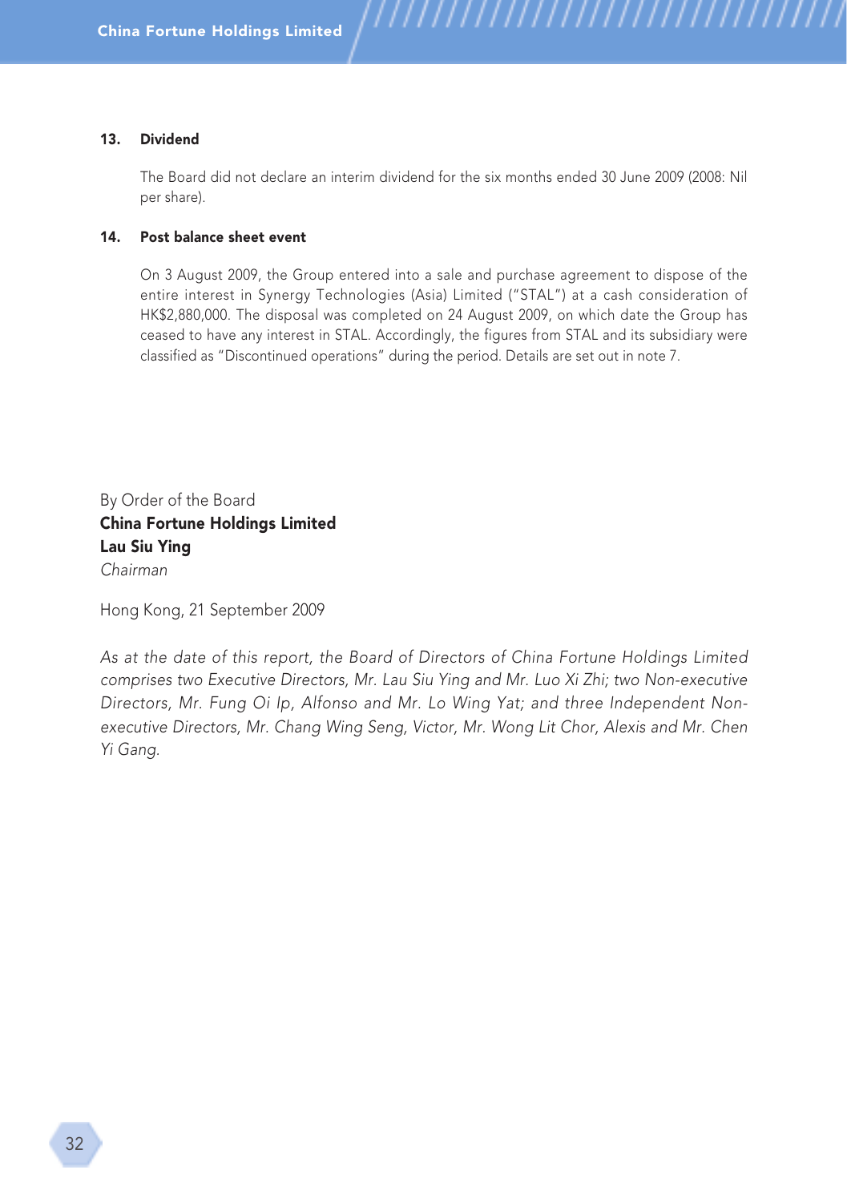### 13. Dividend

The Board did not declare an interim dividend for the six months ended 30 June 2009 (2008: Nil per share).

### 14. Post balance sheet event

On 3 August 2009, the Group entered into a sale and purchase agreement to dispose of the entire interest in Synergy Technologies (Asia) Limited ("STAL") at a cash consideration of HK$2,880,000. The disposal was completed on 24 August 2009, on which date the Group has ceased to have any interest in STAL. Accordingly, the figures from STAL and its subsidiary were classified as "Discontinued operations" during the period. Details are set out in note 7.

By Order of the Board
**China Fortune Holdings Limited**
**Lau Siu Ying**
*Chairman*

Hong Kong, 21 September 2009

*As at the date of this report, the Board of Directors of China Fortune Holdings Limited comprises two Executive Directors, Mr. Lau Siu Ying and Mr. Luo Xi Zhi; two Non-executive Directors, Mr. Fung Oi Ip, Alfonso and Mr. Lo Wing Yat; and three Independent Non-executive Directors, Mr. Chang Wing Seng, Victor, Mr. Wong Lit Chor, Alexis and Mr. Chen Yi Gang.*